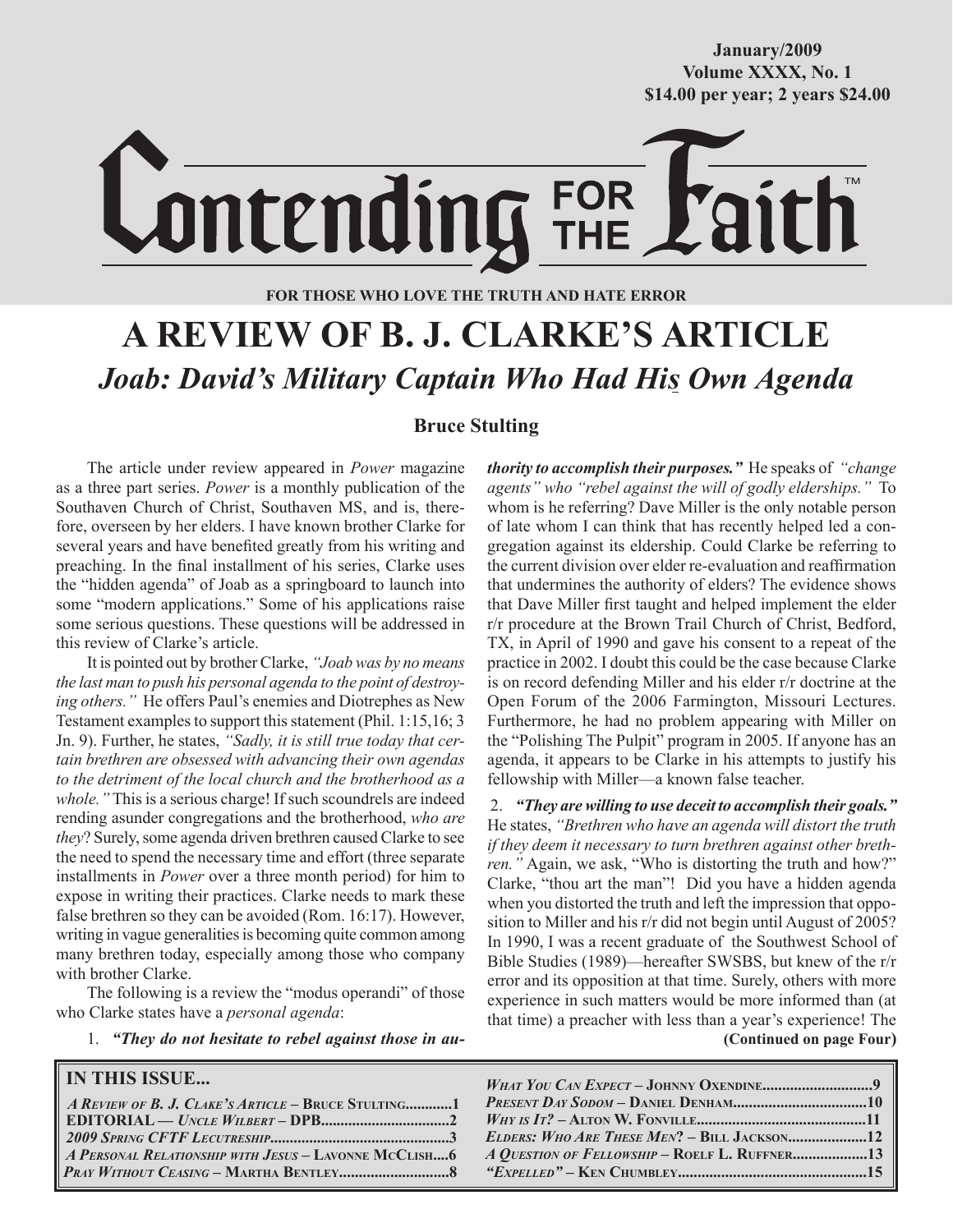January/2009
Volume XXXX, No. 1
$14.00 per year; 2 years $24.00

# Contending FOR THE Faith™

FOR THOSE WHO LOVE THE TRUTH AND HATE ERROR

# A REVIEW OF B. J. CLARKE'S ARTICLE

## *Joab: David's Military Captain Who Had His Own Agenda*

**Bruce Stulting**

The article under review appeared in *Power* magazine as a three part series. *Power* is a monthly publication of the Southaven Church of Christ, Southaven MS, and is, therefore, overseen by her elders. I have known brother Clarke for several years and have benefited greatly from his writing and preaching. In the final installment of his series, Clarke uses the "hidden agenda" of Joab as a springboard to launch into some "modern applications." Some of his applications raise some serious questions. These questions will be addressed in this review of Clarke's article.

It is pointed out by brother Clarke, *"Joab was by no means the last man to push his personal agenda to the point of destroying others."* He offers Paul's enemies and Diotrephes as New Testament examples to support this statement (Phil. 1:15,16; 3 Jn. 9). Further, he states, *"Sadly, it is still true today that certain brethren are obsessed with advancing their own agendas to the detriment of the local church and the brotherhood as a whole."* This is a serious charge! If such scoundrels are indeed rending asunder congregations and the brotherhood, *who are they*? Surely, some agenda driven brethren caused Clarke to see the need to spend the necessary time and effort (three separate installments in *Power* over a three month period) for him to expose in writing their practices. Clarke needs to mark these false brethren so they can be avoided (Rom. 16:17). However, writing in vague generalities is becoming quite common among many brethren today, especially among those who company with brother Clarke.

The following is a review the "modus operandi" of those who Clarke states have a *personal agenda*:

1. ***"They do not hesitate to rebel against those in authority to accomplish their purposes."*** He speaks of *"change agents"* who *"rebel against the will of godly elderships."* To whom is he referring? Dave Miller is the only notable person of late whom I can think that has recently helped led a congregation against its eldership. Could Clarke be referring to the current division over elder re-evaluation and reaffirmation that undermines the authority of elders? The evidence shows that Dave Miller first taught and helped implement the elder r/r procedure at the Brown Trail Church of Christ, Bedford, TX, in April of 1990 and gave his consent to a repeat of the practice in 2002. I doubt this could be the case because Clarke is on record defending Miller and his elder r/r doctrine at the Open Forum of the 2006 Farmington, Missouri Lectures. Furthermore, he had no problem appearing with Miller on the "Polishing The Pulpit" program in 2005. If anyone has an agenda, it appears to be Clarke in his attempts to justify his fellowship with Miller—a known false teacher.

2. ***"They are willing to use deceit to accomplish their goals."*** He states, *"Brethren who have an agenda will distort the truth if they deem it necessary to turn brethren against other brethren."* Again, we ask, "Who is distorting the truth and how?" Clarke, "thou art the man"! Did you have a hidden agenda when you distorted the truth and left the impression that opposition to Miller and his r/r did not begin until August of 2005? In 1990, I was a recent graduate of the Southwest School of Bible Studies (1989)—hereafter SWSBS, but knew of the r/r error and its opposition at that time. Surely, others with more experience in such matters would be more informed than (at that time) a preacher with less than a year's experience! The

**(Continued on page Four)**

**IN THIS ISSUE...**

- *A Review of B. J. Clake's Article* – **Bruce Stulting**............1
- **EDITORIAL** — *Uncle Wilbert* – **DPB**................................2
- *2009 Spring CFTF Lecutreship*............................................3
- *A Personal Relationship with Jesus* – **Lavonne McClish**....6
- *Pray Without Ceasing* – **Martha Bentley**...........................8
- *What You Can Expect* – **Johnny Oxendine**...........................9
- *Present Day Sodom* – **Daniel Denham**.................................10
- *Why is It?* – **Alton W. Fonville**..........................................11
- *Elders: Who Are These Men?* – **Bill Jackson**....................12
- *A Question of Fellowship* – **Roelf L. Ruffner**..................13
- *"Expelled"* – **Ken Chumbley**...............................................15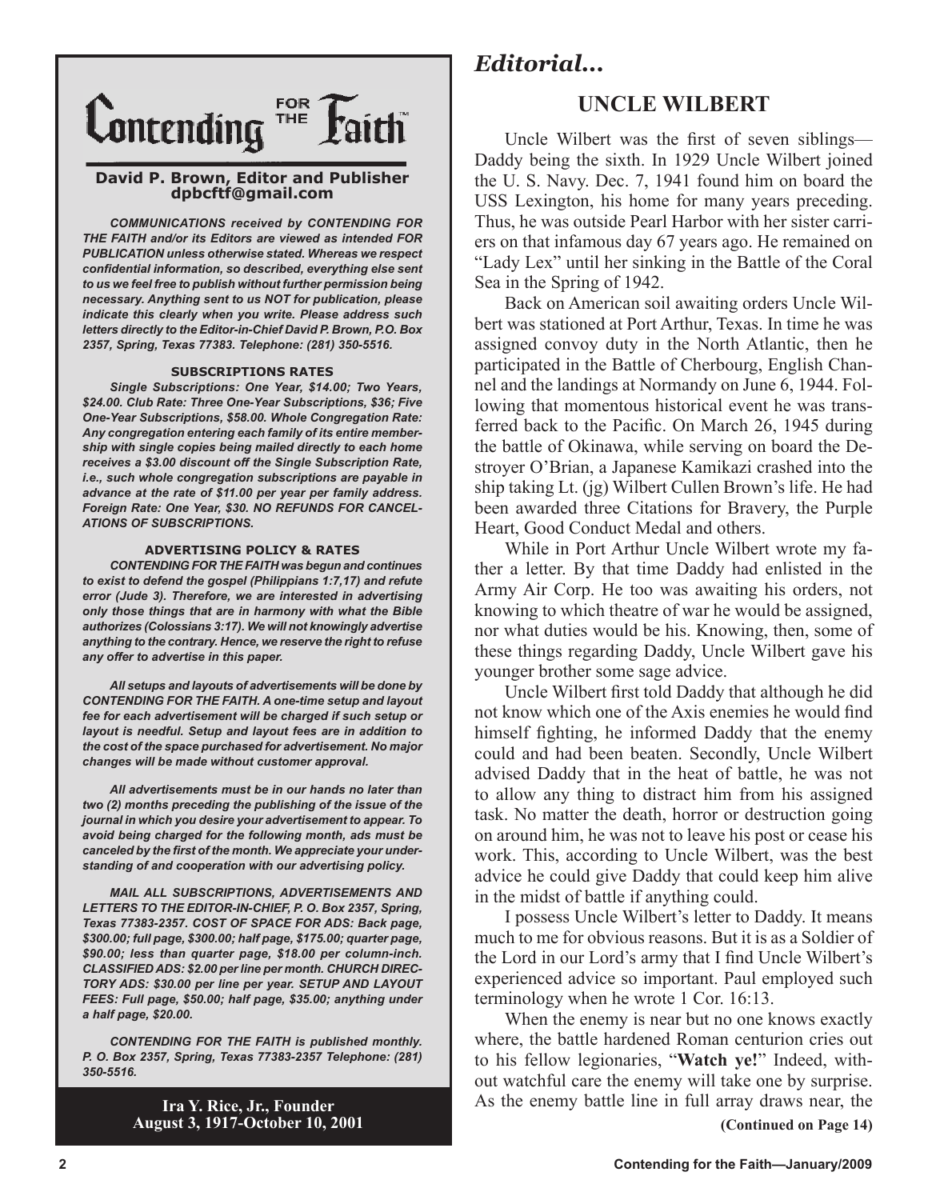# Contending for the Faith

**David P. Brown, Editor and Publisher**
**dpbcftf@gmail.com**

***COMMUNICATIONS received by CONTENDING FOR THE FAITH and/or its Editors are viewed as intended FOR PUBLICATION unless otherwise stated. Whereas we respect confidential information, so described, everything else sent to us we feel free to publish without further permission being necessary. Anything sent to us NOT for publication, please indicate this clearly when you write. Please address such letters directly to the Editor-in-Chief David P. Brown, P.O. Box 2357, Spring, Texas 77383. Telephone: (281) 350-5516.***

**SUBSCRIPTIONS RATES**

***Single Subscriptions: One Year, $14.00; Two Years, $24.00. Club Rate: Three One-Year Subscriptions, $36; Five One-Year Subscriptions, $58.00. Whole Congregation Rate: Any congregation entering each family of its entire membership with single copies being mailed directly to each home receives a $3.00 discount off the Single Subscription Rate, i.e., such whole congregation subscriptions are payable in advance at the rate of $11.00 per year per family address. Foreign Rate: One Year, $30. NO REFUNDS FOR CANCELATIONS OF SUBSCRIPTIONS.***

**ADVERTISING POLICY & RATES**

***CONTENDING FOR THE FAITH was begun and continues to exist to defend the gospel (Philippians 1:7,17) and refute error (Jude 3). Therefore, we are interested in advertising only those things that are in harmony with what the Bible authorizes (Colossians 3:17). We will not knowingly advertise anything to the contrary. Hence, we reserve the right to refuse any offer to advertise in this paper.***

***All setups and layouts of advertisements will be done by CONTENDING FOR THE FAITH. A one-time setup and layout fee for each advertisement will be charged if such setup or layout is needful. Setup and layout fees are in addition to the cost of the space purchased for advertisement. No major changes will be made without customer approval.***

***All advertisements must be in our hands no later than two (2) months preceding the publishing of the issue of the journal in which you desire your advertisement to appear. To avoid being charged for the following month, ads must be canceled by the first of the month. We appreciate your understanding of and cooperation with our advertising policy.***

***MAIL ALL SUBSCRIPTIONS, ADVERTISEMENTS AND LETTERS TO THE EDITOR-IN-CHIEF, P. O. Box 2357, Spring, Texas 77383-2357. COST OF SPACE FOR ADS: Back page, $300.00; full page, $300.00; half page, $175.00; quarter page, $90.00; less than quarter page, $18.00 per column-inch. CLASSIFIED ADS: $2.00 per line per month. CHURCH DIRECTORY ADS: $30.00 per line per year. SETUP AND LAYOUT FEES: Full page, $50.00; half page, $35.00; anything under a half page, $20.00.***

***CONTENDING FOR THE FAITH is published monthly. P. O. Box 2357, Spring, Texas 77383-2357 Telephone: (281) 350-5516.***

**Ira Y. Rice, Jr., Founder**
**August 3, 1917-October 10, 2001**

## *Editorial...*

## UNCLE WILBERT

Uncle Wilbert was the first of seven siblings—Daddy being the sixth. In 1929 Uncle Wilbert joined the U. S. Navy. Dec. 7, 1941 found him on board the USS Lexington, his home for many years preceding. Thus, he was outside Pearl Harbor with her sister carriers on that infamous day 67 years ago. He remained on "Lady Lex" until her sinking in the Battle of the Coral Sea in the Spring of 1942.

Back on American soil awaiting orders Uncle Wilbert was stationed at Port Arthur, Texas. In time he was assigned convoy duty in the North Atlantic, then he participated in the Battle of Cherbourg, English Channel and the landings at Normandy on June 6, 1944. Following that momentous historical event he was transferred back to the Pacific. On March 26, 1945 during the battle of Okinawa, while serving on board the Destroyer O'Brian, a Japanese Kamikazi crashed into the ship taking Lt. (jg) Wilbert Cullen Brown's life. He had been awarded three Citations for Bravery, the Purple Heart, Good Conduct Medal and others.

While in Port Arthur Uncle Wilbert wrote my father a letter. By that time Daddy had enlisted in the Army Air Corp. He too was awaiting his orders, not knowing to which theatre of war he would be assigned, nor what duties would be his. Knowing, then, some of these things regarding Daddy, Uncle Wilbert gave his younger brother some sage advice.

Uncle Wilbert first told Daddy that although he did not know which one of the Axis enemies he would find himself fighting, he informed Daddy that the enemy could and had been beaten. Secondly, Uncle Wilbert advised Daddy that in the heat of battle, he was not to allow any thing to distract him from his assigned task. No matter the death, horror or destruction going on around him, he was not to leave his post or cease his work. This, according to Uncle Wilbert, was the best advice he could give Daddy that could keep him alive in the midst of battle if anything could.

I possess Uncle Wilbert's letter to Daddy. It means much to me for obvious reasons. But it is as a Soldier of the Lord in our Lord's army that I find Uncle Wilbert's experienced advice so important. Paul employed such terminology when he wrote 1 Cor. 16:13.

When the enemy is near but no one knows exactly where, the battle hardened Roman centurion cries out to his fellow legionaries, "**Watch ye!**" Indeed, without watchful care the enemy will take one by surprise. As the enemy battle line in full array draws near, the

**(Continued on Page 14)**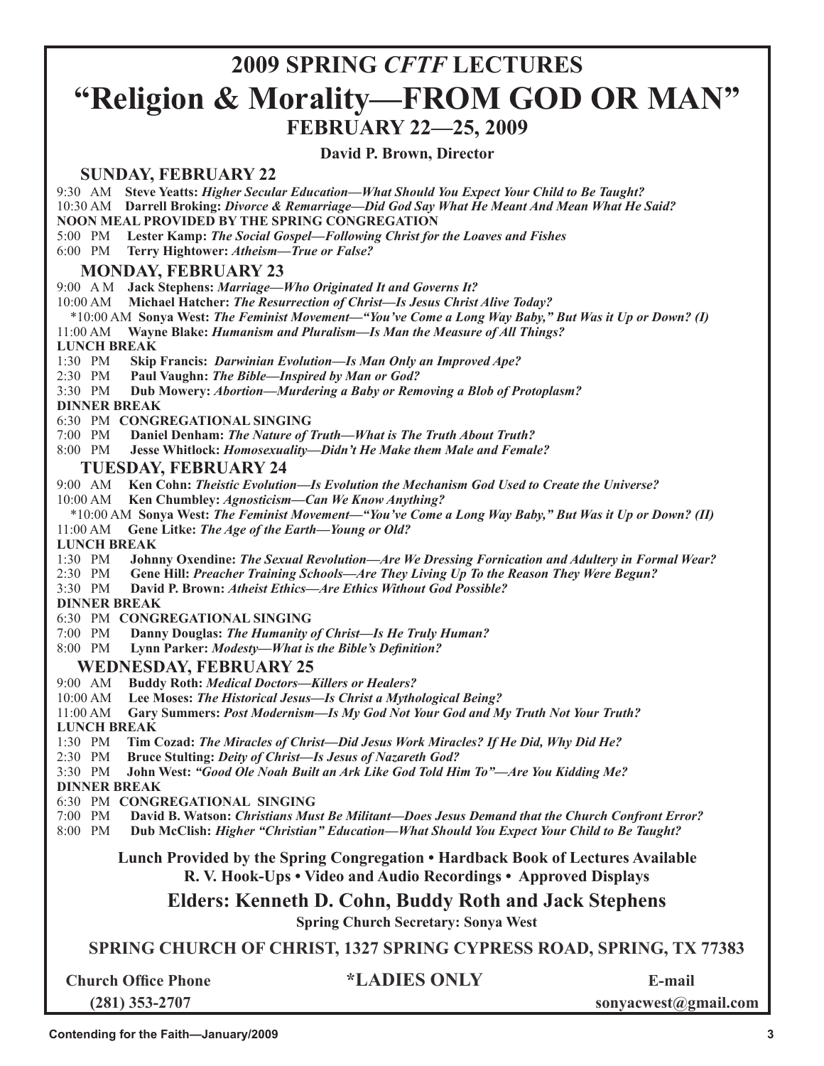# 2009 SPRING *CFTF* LECTURES

# "Religion & Morality—FROM GOD OR MAN"

## FEBRUARY 22—25, 2009

**David P. Brown, Director**

### SUNDAY, FEBRUARY 22

9:30 AM **Steve Yeatts:** ***Higher Secular Education—What Should You Expect Your Child to Be Taught?***
10:30 AM **Darrell Broking:** ***Divorce & Remarriage—Did God Say What He Meant And Mean What He Said?***
**NOON MEAL PROVIDED BY THE SPRING CONGREGATION**
5:00 PM **Lester Kamp:** ***The Social Gospel—Following Christ for the Loaves and Fishes***
6:00 PM **Terry Hightower:** ***Atheism—True or False?***

### MONDAY, FEBRUARY 23

9:00 AM **Jack Stephens:** ***Marriage—Who Originated It and Governs It?***
10:00 AM **Michael Hatcher:** ***The Resurrection of Christ—Is Jesus Christ Alive Today?***
*10:00 AM **Sonya West:** ***The Feminist Movement—"You've Come a Long Way Baby," But Was it Up or Down? (I)***
11:00 AM **Wayne Blake:** ***Humanism and Pluralism—Is Man the Measure of All Things?***
**LUNCH BREAK**
1:30 PM **Skip Francis:** ***Darwinian Evolution—Is Man Only an Improved Ape?***
2:30 PM **Paul Vaughn:** ***The Bible—Inspired by Man or God?***
3:30 PM **Dub Mowery:** ***Abortion—Murdering a Baby or Removing a Blob of Protoplasm?***
**DINNER BREAK**
6:30 PM **CONGREGATIONAL SINGING**
7:00 PM **Daniel Denham:** ***The Nature of Truth—What is The Truth About Truth?***
8:00 PM **Jesse Whitlock:** ***Homosexuality—Didn't He Make them Male and Female?***

### TUESDAY, FEBRUARY 24

9:00 AM **Ken Cohn:** ***Theistic Evolution—Is Evolution the Mechanism God Used to Create the Universe?***
10:00 AM **Ken Chumbley:** ***Agnosticism—Can We Know Anything?***
*10:00 AM **Sonya West:** ***The Feminist Movement—"You've Come a Long Way Baby," But Was it Up or Down? (II)***
11:00 AM **Gene Litke:** ***The Age of the Earth—Young or Old?***
**LUNCH BREAK**
1:30 PM **Johnny Oxendine:** ***The Sexual Revolution—Are We Dressing Fornication and Adultery in Formal Wear?***
2:30 PM **Gene Hill:** ***Preacher Training Schools—Are They Living Up To the Reason They Were Begun?***
3:30 PM **David P. Brown:** ***Atheist Ethics—Are Ethics Without God Possible?***
**DINNER BREAK**
6:30 PM **CONGREGATIONAL SINGING**
7:00 PM **Danny Douglas:** ***The Humanity of Christ—Is He Truly Human?***
8:00 PM **Lynn Parker:** ***Modesty—What is the Bible's Definition?***

### WEDNESDAY, FEBRUARY 25

9:00 AM **Buddy Roth:** ***Medical Doctors—Killers or Healers?***
10:00 AM **Lee Moses:** ***The Historical Jesus—Is Christ a Mythological Being?***
11:00 AM **Gary Summers:** ***Post Modernism—Is My God Not Your God and My Truth Not Your Truth?***
**LUNCH BREAK**
1:30 PM **Tim Cozad:** ***The Miracles of Christ—Did Jesus Work Miracles? If He Did, Why Did He?***
2:30 PM **Bruce Stulting:** ***Deity of Christ—Is Jesus of Nazareth God?***
3:30 PM **John West:** ***"Good Ole Noah Built an Ark Like God Told Him To"—Are You Kidding Me?***
**DINNER BREAK**
6:30 PM **CONGREGATIONAL SINGING**
7:00 PM **David B. Watson:** ***Christians Must Be Militant—Does Jesus Demand that the Church Confront Error?***
8:00 PM **Dub McClish:** ***Higher "Christian" Education—What Should You Expect Your Child to Be Taught?***

**Lunch Provided by the Spring Congregation • Hardback Book of Lectures Available**
**R. V. Hook-Ups • Video and Audio Recordings • Approved Displays**

## Elders: Kenneth D. Cohn, Buddy Roth and Jack Stephens

**Spring Church Secretary: Sonya West**

### SPRING CHURCH OF CHRIST, 1327 SPRING CYPRESS ROAD, SPRING, TX 77383

**Church Office Phone**
**(281) 353-2707**

**\*LADIES ONLY**

**E-mail**
**sonyacwest@gmail.com**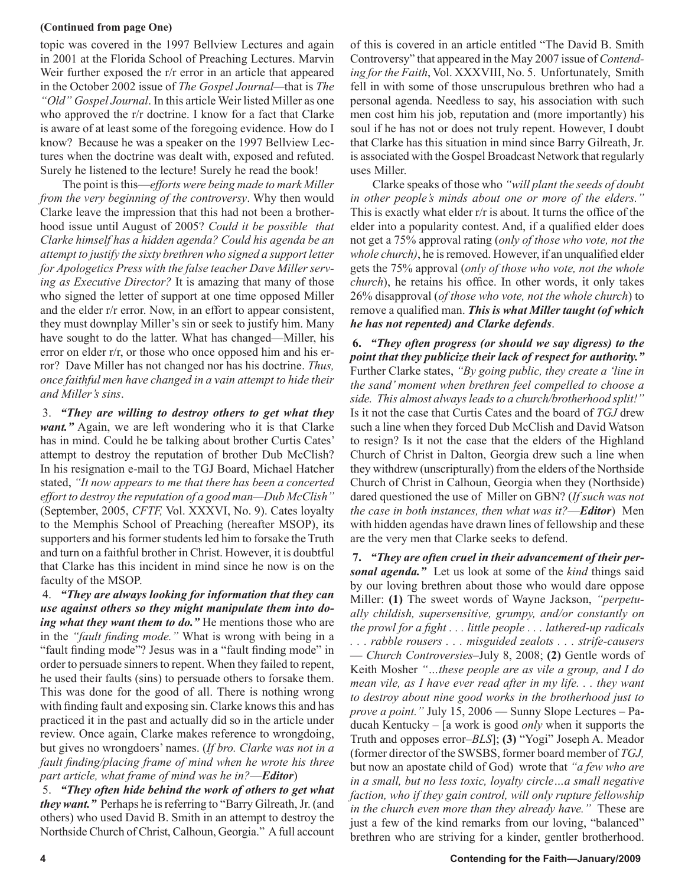**(Continued from page One)**

topic was covered in the 1997 Bellview Lectures and again in 2001 at the Florida School of Preaching Lectures. Marvin Weir further exposed the r/r error in an article that appeared in the October 2002 issue of *The Gospel Journal*—that is *The "Old" Gospel Journal*. In this article Weir listed Miller as one who approved the r/r doctrine. I know for a fact that Clarke is aware of at least some of the foregoing evidence. How do I know? Because he was a speaker on the 1997 Bellview Lectures when the doctrine was dealt with, exposed and refuted. Surely he listened to the lecture! Surely he read the book!

The point is this—*efforts were being made to mark Miller from the very beginning of the controversy*. Why then would Clarke leave the impression that this had not been a brotherhood issue until August of 2005? *Could it be possible that Clarke himself has a hidden agenda? Could his agenda be an attempt to justify the sixty brethren who signed a support letter for Apologetics Press with the false teacher Dave Miller serving as Executive Director?* It is amazing that many of those who signed the letter of support at one time opposed Miller and the elder r/r error. Now, in an effort to appear consistent, they must downplay Miller's sin or seek to justify him. Many have sought to do the latter. What has changed—Miller, his error on elder r/r, or those who once opposed him and his error? Dave Miller has not changed nor has his doctrine. *Thus, once faithful men have changed in a vain attempt to hide their and Miller's sins*.

3. ***"They are willing to destroy others to get what they want."*** Again, we are left wondering who it is that Clarke has in mind. Could he be talking about brother Curtis Cates' attempt to destroy the reputation of brother Dub McClish? In his resignation e-mail to the TGJ Board, Michael Hatcher stated, *"It now appears to me that there has been a concerted effort to destroy the reputation of a good man—Dub McClish"* (September, 2005, *CFTF,* Vol. XXXVI, No. 9). Cates loyalty to the Memphis School of Preaching (hereafter MSOP), its supporters and his former students led him to forsake the Truth and turn on a faithful brother in Christ. However, it is doubtful that Clarke has this incident in mind since he now is on the faculty of the MSOP.

4. ***"They are always looking for information that they can use against others so they might manipulate them into doing what they want them to do."*** He mentions those who are in the *"fault finding mode."* What is wrong with being in a "fault finding mode"? Jesus was in a "fault finding mode" in order to persuade sinners to repent. When they failed to repent, he used their faults (sins) to persuade others to forsake them. This was done for the good of all. There is nothing wrong with finding fault and exposing sin. Clarke knows this and has practiced it in the past and actually did so in the article under review. Once again, Clarke makes reference to wrongdoing, but gives no wrongdoers' names. (*If bro. Clarke was not in a fault finding/placing frame of mind when he wrote his three part article, what frame of mind was he in?*—***Editor***)

5. ***"They often hide behind the work of others to get what they want."*** Perhaps he is referring to "Barry Gilreath, Jr. (and others) who used David B. Smith in an attempt to destroy the Northside Church of Christ, Calhoun, Georgia." A full account of this is covered in an article entitled "The David B. Smith Controversy" that appeared in the May 2007 issue of *Contending for the Faith*, Vol. XXXVIII, No. 5. Unfortunately, Smith fell in with some of those unscrupulous brethren who had a personal agenda. Needless to say, his association with such men cost him his job, reputation and (more importantly) his soul if he has not or does not truly repent. However, I doubt that Clarke has this situation in mind since Barry Gilreath, Jr. is associated with the Gospel Broadcast Network that regularly uses Miller.

Clarke speaks of those who *"will plant the seeds of doubt in other people's minds about one or more of the elders."* This is exactly what elder r/r is about. It turns the office of the elder into a popularity contest. And, if a qualified elder does not get a 75% approval rating (*only of those who vote, not the whole church)*, he is removed. However, if an unqualified elder gets the 75% approval (*only of those who vote, not the whole church*), he retains his office. In other words, it only takes 26% disapproval (*of those who vote, not the whole church*) to remove a qualified man. ***This is what Miller taught (of which he has not repented) and Clarke defends***.

6. ***"They often progress (or should we say digress) to the point that they publicize their lack of respect for authority."*** Further Clarke states, *"By going public, they create a 'line in the sand' moment when brethren feel compelled to choose a side. This almost always leads to a church/brotherhood split!"* Is it not the case that Curtis Cates and the board of *TGJ* drew such a line when they forced Dub McClish and David Watson to resign? Is it not the case that the elders of the Highland Church of Christ in Dalton, Georgia drew such a line when they withdrew (unscripturally) from the elders of the Northside Church of Christ in Calhoun, Georgia when they (Northside) dared questioned the use of Miller on GBN? (*If such was not the case in both instances, then what was it?*—***Editor***) Men with hidden agendas have drawn lines of fellowship and these are the very men that Clarke seeks to defend.

7. ***"They are often cruel in their advancement of their personal agenda."*** Let us look at some of the *kind* things said by our loving brethren about those who would dare oppose Miller: **(1)** The sweet words of Wayne Jackson, *"perpetually childish, supersensitive, grumpy, and/or constantly on the prowl for a fight . . . little people . . . lathered-up radicals . . . rabble rousers . . . misguided zealots . . . strife-causers — Church Controversies*–July 8, 2008; **(2)** Gentle words of Keith Mosher *"…these people are as vile a group, and I do mean vile, as I have ever read after in my life. . . they want to destroy about nine good works in the brotherhood just to prove a point."* July 15, 2006 — Sunny Slope Lectures – Paducah Kentucky – [a work is good *only* when it supports the Truth and opposes error–*BLS*]; **(3)** "Yogi" Joseph A. Meador (former director of the SWSBS, former board member of *TGJ,* but now an apostate child of God) wrote that *"a few who are in a small, but no less toxic, loyalty circle…a small negative faction, who if they gain control, will only rupture fellowship in the church even more than they already have."* These are just a few of the kind remarks from our loving, "balanced" brethren who are striving for a kinder, gentler brotherhood.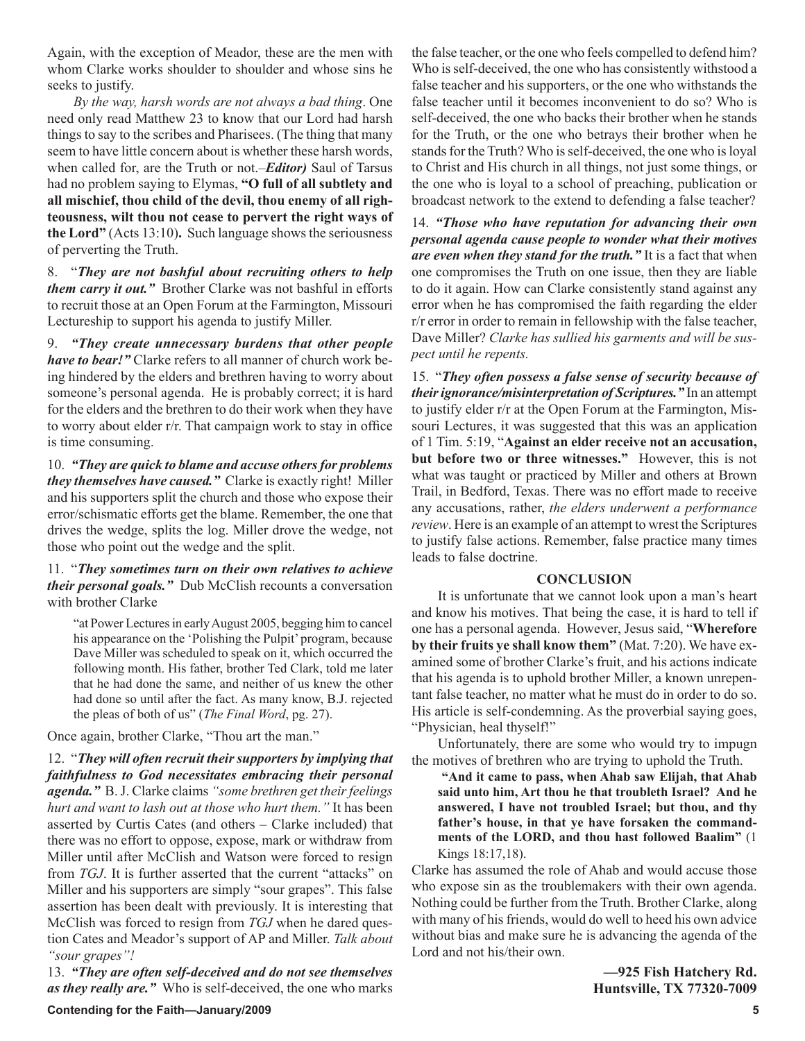Again, with the exception of Meador, these are the men with whom Clarke works shoulder to shoulder and whose sins he seeks to justify.

*By the way, harsh words are not always a bad thing*. One need only read Matthew 23 to know that our Lord had harsh things to say to the scribes and Pharisees. (The thing that many seem to have little concern about is whether these harsh words, when called for, are the Truth or not.–***Editor)*** Saul of Tarsus had no problem saying to Elymas, **"O full of all subtlety and all mischief, thou child of the devil, thou enemy of all righteousness, wilt thou not cease to pervert the right ways of the Lord"** (Acts 13:10)**.** Such language shows the seriousness of perverting the Truth.

8. "***They are not bashful about recruiting others to help them carry it out."*** Brother Clarke was not bashful in efforts to recruit those at an Open Forum at the Farmington, Missouri Lectureship to support his agenda to justify Miller.

9. ***"They create unnecessary burdens that other people have to bear!"*** Clarke refers to all manner of church work being hindered by the elders and brethren having to worry about someone's personal agenda. He is probably correct; it is hard for the elders and the brethren to do their work when they have to worry about elder r/r. That campaign work to stay in office is time consuming.

10. ***"They are quick to blame and accuse others for problems they themselves have caused."*** Clarke is exactly right! Miller and his supporters split the church and those who expose their error/schismatic efforts get the blame. Remember, the one that drives the wedge, splits the log. Miller drove the wedge, not those who point out the wedge and the split.

11. "***They sometimes turn on their own relatives to achieve their personal goals."*** Dub McClish recounts a conversation with brother Clarke

> "at Power Lectures in early August 2005, begging him to cancel his appearance on the 'Polishing the Pulpit' program, because Dave Miller was scheduled to speak on it, which occurred the following month. His father, brother Ted Clark, told me later that he had done the same, and neither of us knew the other had done so until after the fact. As many know, B.J. rejected the pleas of both of us" (*The Final Word*, pg. 27).

Once again, brother Clarke, "Thou art the man."

12. "***They will often recruit their supporters by implying that faithfulness to God necessitates embracing their personal agenda."*** B. J. Clarke claims *"some brethren get their feelings hurt and want to lash out at those who hurt them."* It has been asserted by Curtis Cates (and others – Clarke included) that there was no effort to oppose, expose, mark or withdraw from Miller until after McClish and Watson were forced to resign from *TGJ*. It is further asserted that the current "attacks" on Miller and his supporters are simply "sour grapes". This false assertion has been dealt with previously. It is interesting that McClish was forced to resign from *TGJ* when he dared question Cates and Meador's support of AP and Miller. *Talk about "sour grapes"!*

13. ***"They are often self-deceived and do not see themselves as they really are."*** Who is self-deceived, the one who marks the false teacher, or the one who feels compelled to defend him? Who is self-deceived, the one who has consistently withstood a false teacher and his supporters, or the one who withstands the false teacher until it becomes inconvenient to do so? Who is self-deceived, the one who backs their brother when he stands for the Truth, or the one who betrays their brother when he stands for the Truth? Who is self-deceived, the one who is loyal to Christ and His church in all things, not just some things, or the one who is loyal to a school of preaching, publication or broadcast network to the extend to defending a false teacher?

14. ***"Those who have reputation for advancing their own personal agenda cause people to wonder what their motives are even when they stand for the truth."*** It is a fact that when one compromises the Truth on one issue, then they are liable to do it again. How can Clarke consistently stand against any error when he has compromised the faith regarding the elder r/r error in order to remain in fellowship with the false teacher, Dave Miller? *Clarke has sullied his garments and will be suspect until he repents.*

15. "***They often possess a false sense of security because of their ignorance/misinterpretation of Scriptures."*** In an attempt to justify elder r/r at the Open Forum at the Farmington, Missouri Lectures, it was suggested that this was an application of 1 Tim. 5:19, "**Against an elder receive not an accusation, but before two or three witnesses."** However, this is not what was taught or practiced by Miller and others at Brown Trail, in Bedford, Texas. There was no effort made to receive any accusations, rather, *the elders underwent a performance review*. Here is an example of an attempt to wrest the Scriptures to justify false actions. Remember, false practice many times leads to false doctrine.

## CONCLUSION

It is unfortunate that we cannot look upon a man's heart and know his motives. That being the case, it is hard to tell if one has a personal agenda. However, Jesus said, "**Wherefore by their fruits ye shall know them"** (Mat. 7:20). We have examined some of brother Clarke's fruit, and his actions indicate that his agenda is to uphold brother Miller, a known unrepentant false teacher, no matter what he must do in order to do so. His article is self-condemning. As the proverbial saying goes, "Physician, heal thyself!"

Unfortunately, there are some who would try to impugn the motives of brethren who are trying to uphold the Truth.

> **"And it came to pass, when Ahab saw Elijah, that Ahab said unto him, Art thou he that troubleth Israel? And he answered, I have not troubled Israel; but thou, and thy father's house, in that ye have forsaken the commandments of the LORD, and thou hast followed Baalim"** (1 Kings 18:17,18).

Clarke has assumed the role of Ahab and would accuse those who expose sin as the troublemakers with their own agenda. Nothing could be further from the Truth. Brother Clarke, along with many of his friends, would do well to heed his own advice without bias and make sure he is advancing the agenda of the Lord and not his/their own.

**—925 Fish Hatchery Rd.**
**Huntsville, TX 77320-7009**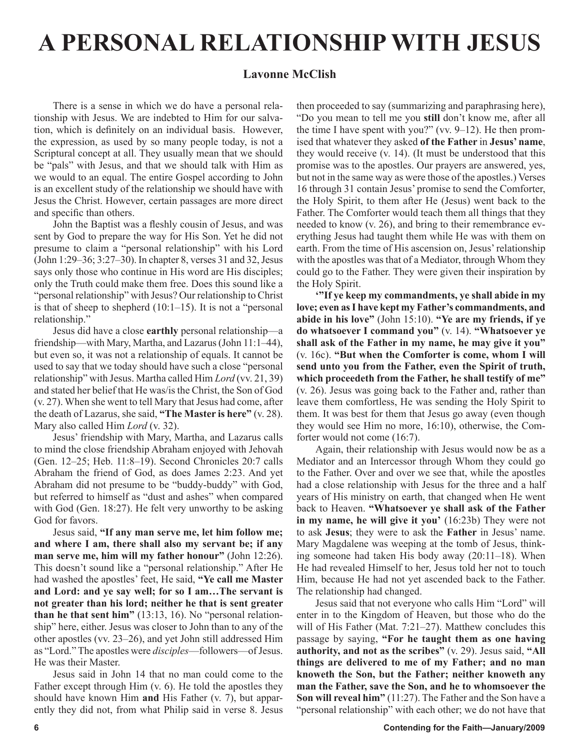# A PERSONAL RELATIONSHIP WITH JESUS

**Lavonne McClish**

There is a sense in which we do have a personal relationship with Jesus. We are indebted to Him for our salvation, which is definitely on an individual basis. However, the expression, as used by so many people today, is not a Scriptural concept at all. They usually mean that we should be "pals" with Jesus, and that we should talk with Him as we would to an equal. The entire Gospel according to John is an excellent study of the relationship we should have with Jesus the Christ. However, certain passages are more direct and specific than others.

John the Baptist was a fleshly cousin of Jesus, and was sent by God to prepare the way for His Son. Yet he did not presume to claim a "personal relationship" with his Lord (John 1:29–36; 3:27–30). In chapter 8, verses 31 and 32, Jesus says only those who continue in His word are His disciples; only the Truth could make them free. Does this sound like a "personal relationship" with Jesus? Our relationship to Christ is that of sheep to shepherd (10:1–15). It is not a "personal relationship."

Jesus did have a close **earthly** personal relationship—a friendship—with Mary, Martha, and Lazarus (John 11:1–44), but even so, it was not a relationship of equals. It cannot be used to say that we today should have such a close "personal relationship" with Jesus. Martha called Him *Lord* (vv. 21, 39) and stated her belief that He was/is the Christ, the Son of God (v. 27). When she went to tell Mary that Jesus had come, after the death of Lazarus, she said, **"The Master is here"** (v. 28). Mary also called Him *Lord* (v. 32).

Jesus' friendship with Mary, Martha, and Lazarus calls to mind the close friendship Abraham enjoyed with Jehovah (Gen. 12–25; Heb. 11:8–19). Second Chronicles 20:7 calls Abraham the friend of God, as does James 2:23. And yet Abraham did not presume to be "buddy-buddy" with God, but referred to himself as "dust and ashes" when compared with God (Gen. 18:27). He felt very unworthy to be asking God for favors.

Jesus said, **"If any man serve me, let him follow me; and where I am, there shall also my servant be; if any man serve me, him will my father honour"** (John 12:26). This doesn't sound like a "personal relationship." After He had washed the apostles' feet, He said, **"Ye call me Master and Lord: and ye say well; for so I am…The servant is not greater than his lord; neither he that is sent greater than he that sent him"** (13:13, 16). No "personal relationship" here, either. Jesus was closer to John than to any of the other apostles (vv. 23–26), and yet John still addressed Him as "Lord." The apostles were *disciples*—followers—of Jesus. He was their Master.

Jesus said in John 14 that no man could come to the Father except through Him (v. 6). He told the apostles they should have known Him **and** His Father (v. 7), but apparently they did not, from what Philip said in verse 8. Jesus then proceeded to say (summarizing and paraphrasing here), "Do you mean to tell me you **still** don't know me, after all the time I have spent with you?" (vv. 9–12). He then promised that whatever they asked **of the Father** in **Jesus' name**, they would receive (v. 14). (It must be understood that this promise was to the apostles. Our prayers are answered, yes, but not in the same way as were those of the apostles.) Verses 16 through 31 contain Jesus' promise to send the Comforter, the Holy Spirit, to them after He (Jesus) went back to the Father. The Comforter would teach them all things that they needed to know (v. 26), and bring to their remembrance everything Jesus had taught them while He was with them on earth. From the time of His ascension on, Jesus' relationship with the apostles was that of a Mediator, through Whom they could go to the Father. They were given their inspiration by the Holy Spirit.

**'"If ye keep my commandments, ye shall abide in my love; even as I have kept my Father's commandments, and abide in his love"** (John 15:10). **"Ye are my friends, if ye do whatsoever I command you"** (v. 14). **"Whatsoever ye shall ask of the Father in my name, he may give it you"** (v. 16c). **"But when the Comforter is come, whom I will send unto you from the Father, even the Spirit of truth, which proceedeth from the Father, he shall testify of me"** (v. 26). Jesus was going back to the Father and, rather than leave them comfortless, He was sending the Holy Spirit to them. It was best for them that Jesus go away (even though they would see Him no more, 16:10), otherwise, the Comforter would not come (16:7).

Again, their relationship with Jesus would now be as a Mediator and an Intercessor through Whom they could go to the Father. Over and over we see that, while the apostles had a close relationship with Jesus for the three and a half years of His ministry on earth, that changed when He went back to Heaven. **"Whatsoever ye shall ask of the Father in my name, he will give it you'** (16:23b) They were not to ask **Jesus**; they were to ask the **Father** in Jesus' name. Mary Magdalene was weeping at the tomb of Jesus, thinking someone had taken His body away (20:11–18). When He had revealed Himself to her, Jesus told her not to touch Him, because He had not yet ascended back to the Father. The relationship had changed.

Jesus said that not everyone who calls Him "Lord" will enter in to the Kingdom of Heaven, but those who do the will of His Father (Mat. 7:21–27). Matthew concludes this passage by saying, **"For he taught them as one having authority, and not as the scribes"** (v. 29). Jesus said, **"All things are delivered to me of my Father; and no man knoweth the Son, but the Father; neither knoweth any man the Father, save the Son, and he to whomsoever the Son will reveal him"** (11:27). The Father and the Son have a "personal relationship" with each other; we do not have that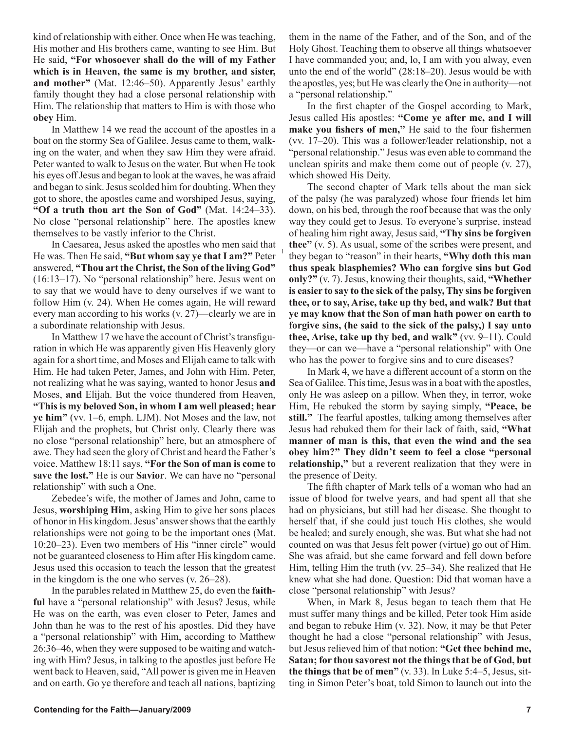kind of relationship with either. Once when He was teaching, His mother and His brothers came, wanting to see Him. But He said, **"For whosoever shall do the will of my Father which is in Heaven, the same is my brother, and sister, and mother"** (Mat. 12:46–50). Apparently Jesus' earthly family thought they had a close personal relationship with Him. The relationship that matters to Him is with those who **obey** Him.

In Matthew 14 we read the account of the apostles in a boat on the stormy Sea of Galilee. Jesus came to them, walking on the water, and when they saw Him they were afraid. Peter wanted to walk to Jesus on the water. But when He took his eyes off Jesus and began to look at the waves, he was afraid and began to sink. Jesus scolded him for doubting. When they got to shore, the apostles came and worshiped Jesus, saying, **"Of a truth thou art the Son of God"** (Mat. 14:24–33). No close "personal relationship" here. The apostles knew themselves to be vastly inferior to the Christ.

In Caesarea, Jesus asked the apostles who men said that He was. Then He said, **"But whom say ye that I am?"** Peter answered, **"Thou art the Christ, the Son of the living God"** (16:13–17). No "personal relationship" here. Jesus went on to say that we would have to deny ourselves if we want to follow Him (v. 24). When He comes again, He will reward every man according to his works (v. 27)—clearly we are in a subordinate relationship with Jesus.

In Matthew 17 we have the account of Christ's transfiguration in which He was apparently given His Heavenly glory again for a short time, and Moses and Elijah came to talk with Him. He had taken Peter, James, and John with Him. Peter, not realizing what he was saying, wanted to honor Jesus **and** Moses, **and** Elijah. But the voice thundered from Heaven, **"This is my beloved Son, in whom I am well pleased; hear ye him"** (vv. 1–6, emph. LJM). Not Moses and the law, not Elijah and the prophets, but Christ only. Clearly there was no close "personal relationship" here, but an atmosphere of awe. They had seen the glory of Christ and heard the Father's voice. Matthew 18:11 says, **"For the Son of man is come to save the lost."** He is our **Savior**. We can have no "personal relationship" with such a One.

Zebedee's wife, the mother of James and John, came to Jesus, **worshiping Him**, asking Him to give her sons places of honor in His kingdom. Jesus' answer shows that the earthly relationships were not going to be the important ones (Mat. 10:20–23). Even two members of His "inner circle" would not be guaranteed closeness to Him after His kingdom came. Jesus used this occasion to teach the lesson that the greatest in the kingdom is the one who serves (v. 26–28).

In the parables related in Matthew 25, do even the **faithful** have a "personal relationship" with Jesus? Jesus, while He was on the earth, was even closer to Peter, James and John than he was to the rest of his apostles. Did they have a "personal relationship" with Him, according to Matthew 26:36–46, when they were supposed to be waiting and watching with Him? Jesus, in talking to the apostles just before He went back to Heaven, said, "All power is given me in Heaven and on earth. Go ye therefore and teach all nations, baptizing them in the name of the Father, and of the Son, and of the Holy Ghost. Teaching them to observe all things whatsoever I have commanded you; and, lo, I am with you alway, even unto the end of the world" (28:18–20). Jesus would be with the apostles, yes; but He was clearly the One in authority—not a "personal relationship."

In the first chapter of the Gospel according to Mark, Jesus called His apostles: **"Come ye after me, and I will make you fishers of men,"** He said to the four fishermen (vv. 17–20). This was a follower/leader relationship, not a "personal relationship." Jesus was even able to command the unclean spirits and make them come out of people (v. 27), which showed His Deity.

The second chapter of Mark tells about the man sick of the palsy (he was paralyzed) whose four friends let him down, on his bed, through the roof because that was the only way they could get to Jesus. To everyone's surprise, instead of healing him right away, Jesus said, **"Thy sins be forgiven thee"** (v. 5). As usual, some of the scribes were present, and they began to "reason" in their hearts, **"Why doth this man thus speak blasphemies? Who can forgive sins but God only?"** (v. 7). Jesus, knowing their thoughts, said, **"Whether is easier to say to the sick of the palsy, Thy sins be forgiven thee, or to say, Arise, take up thy bed, and walk? But that ye may know that the Son of man hath power on earth to forgive sins, (he said to the sick of the palsy,) I say unto thee, Arise, take up thy bed, and walk"** (vv. 9–11). Could they—or can we—have a "personal relationship" with One who has the power to forgive sins and to cure diseases?

In Mark 4, we have a different account of a storm on the Sea of Galilee. This time, Jesus was in a boat with the apostles, only He was asleep on a pillow. When they, in terror, woke Him, He rebuked the storm by saying simply, **"Peace, be still."** The fearful apostles, talking among themselves after Jesus had rebuked them for their lack of faith, said, **"What manner of man is this, that even the wind and the sea obey him?" They didn't seem to feel a close "personal relationship,"** but a reverent realization that they were in the presence of Deity.

The fifth chapter of Mark tells of a woman who had an issue of blood for twelve years, and had spent all that she had on physicians, but still had her disease. She thought to herself that, if she could just touch His clothes, she would be healed; and surely enough, she was. But what she had not counted on was that Jesus felt power (virtue) go out of Him. She was afraid, but she came forward and fell down before Him, telling Him the truth (vv. 25–34). She realized that He knew what she had done. Question: Did that woman have a close "personal relationship" with Jesus?

When, in Mark 8, Jesus began to teach them that He must suffer many things and be killed, Peter took Him aside and began to rebuke Him (v. 32). Now, it may be that Peter thought he had a close "personal relationship" with Jesus, but Jesus relieved him of that notion: **"Get thee behind me, Satan; for thou savorest not the things that be of God, but the things that be of men"** (v. 33). In Luke 5:4–5, Jesus, sitting in Simon Peter's boat, told Simon to launch out into the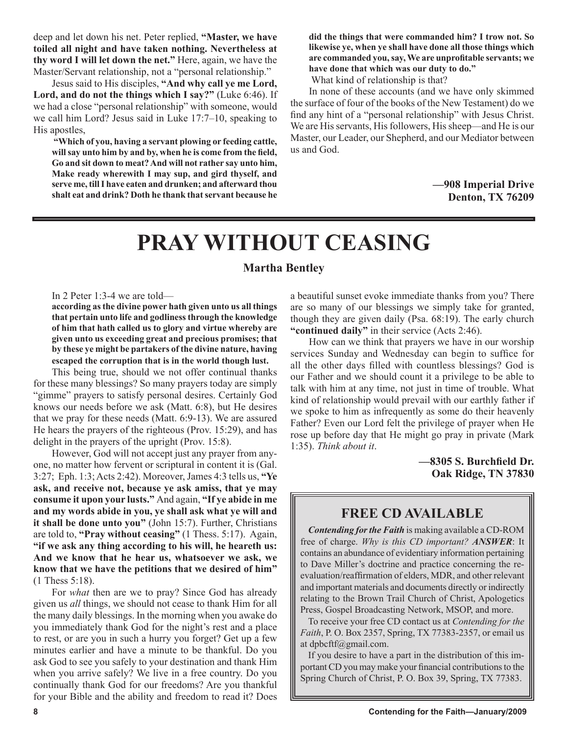deep and let down his net. Peter replied, **"Master, we have toiled all night and have taken nothing. Nevertheless at thy word I will let down the net."** Here, again, we have the Master/Servant relationship, not a "personal relationship."

Jesus said to His disciples, **"And why call ye me Lord, Lord, and do not the things which I say?"** (Luke 6:46). If we had a close "personal relationship" with someone, would we call him Lord? Jesus said in Luke 17:7–10, speaking to His apostles,

> **"Which of you, having a servant plowing or feeding cattle, will say unto him by and by, when he is come from the field, Go and sit down to meat? And will not rather say unto him, Make ready wherewith I may sup, and gird thyself, and serve me, till I have eaten and drunken; and afterward thou shalt eat and drink? Doth he thank that servant because he did the things that were commanded him? I trow not. So likewise ye, when ye shall have done all those things which are commanded you, say, We are unprofitable servants; we have done that which was our duty to do."**

What kind of relationship is that?

In none of these accounts (and we have only skimmed the surface of four of the books of the New Testament) do we find any hint of a "personal relationship" with Jesus Christ. We are His servants, His followers, His sheep—and He is our Master, our Leader, our Shepherd, and our Mediator between us and God.

**—908 Imperial Drive**
**Denton, TX 76209**

# PRAY WITHOUT CEASING

**Martha Bentley**

In 2 Peter 1:3-4 we are told—

> **according as the divine power hath given unto us all things that pertain unto life and godliness through the knowledge of him that hath called us to glory and virtue whereby are given unto us exceeding great and precious promises; that by these ye might be partakers of the divine nature, having escaped the corruption that is in the world though lust.**

This being true, should we not offer continual thanks for these many blessings? So many prayers today are simply "gimme" prayers to satisfy personal desires. Certainly God knows our needs before we ask (Matt. 6:8), but He desires that we pray for these needs (Matt. 6:9-13). We are assured He hears the prayers of the righteous (Prov. 15:29), and has delight in the prayers of the upright (Prov. 15:8).

However, God will not accept just any prayer from anyone, no matter how fervent or scriptural in content it is (Gal. 3:27; Eph. 1:3; Acts 2:42). Moreover, James 4:3 tells us, **"Ye ask, and receive not, because ye ask amiss, that ye may consume it upon your lusts."** And again, **"If ye abide in me and my words abide in you, ye shall ask what ye will and it shall be done unto you"** (John 15:7). Further, Christians are told to, **"Pray without ceasing"** (1 Thess. 5:17). Again, **"if we ask any thing according to his will, he heareth us: And we know that he hear us, whatsoever we ask, we know that we have the petitions that we desired of him"** (1 Thess 5:18).

For *what* then are we to pray? Since God has already given us *all* things, we should not cease to thank Him for all the many daily blessings. In the morning when you awake do you immediately thank God for the night's rest and a place to rest, or are you in such a hurry you forget? Get up a few minutes earlier and have a minute to be thankful. Do you ask God to see you safely to your destination and thank Him when you arrive safely? We live in a free country. Do you continually thank God for our freedoms? Are you thankful for your Bible and the ability and freedom to read it? Does a beautiful sunset evoke immediate thanks from you? There are so many of our blessings we simply take for granted, though they are given daily (Psa. 68:19). The early church **"continued daily"** in their service (Acts 2:46).

How can we think that prayers we have in our worship services Sunday and Wednesday can begin to suffice for all the other days filled with countless blessings? God is our Father and we should count it a privilege to be able to talk with him at any time, not just in time of trouble. What kind of relationship would prevail with our earthly father if we spoke to him as infrequently as some do their heavenly Father? Even our Lord felt the privilege of prayer when He rose up before day that He might go pray in private (Mark 1:35). *Think about it*.

**—8305 S. Burchfield Dr.**
**Oak Ridge, TN 37830**

## FREE CD AVAILABLE

***Contending for the Faith*** is making available a CD-ROM free of charge. *Why is this CD important?* ***ANSWER***: It contains an abundance of evidentiary information pertaining to Dave Miller's doctrine and practice concerning the re-evaluation/reaffirmation of elders, MDR, and other relevant and important materials and documents directly or indirectly relating to the Brown Trail Church of Christ, Apologetics Press, Gospel Broadcasting Network, MSOP, and more.

To receive your free CD contact us at *Contending for the Faith*, P. O. Box 2357, Spring, TX 77383-2357, or email us at dpbcftf@gmail.com.

If you desire to have a part in the distribution of this important CD you may make your financial contributions to the Spring Church of Christ, P. O. Box 39, Spring, TX 77383.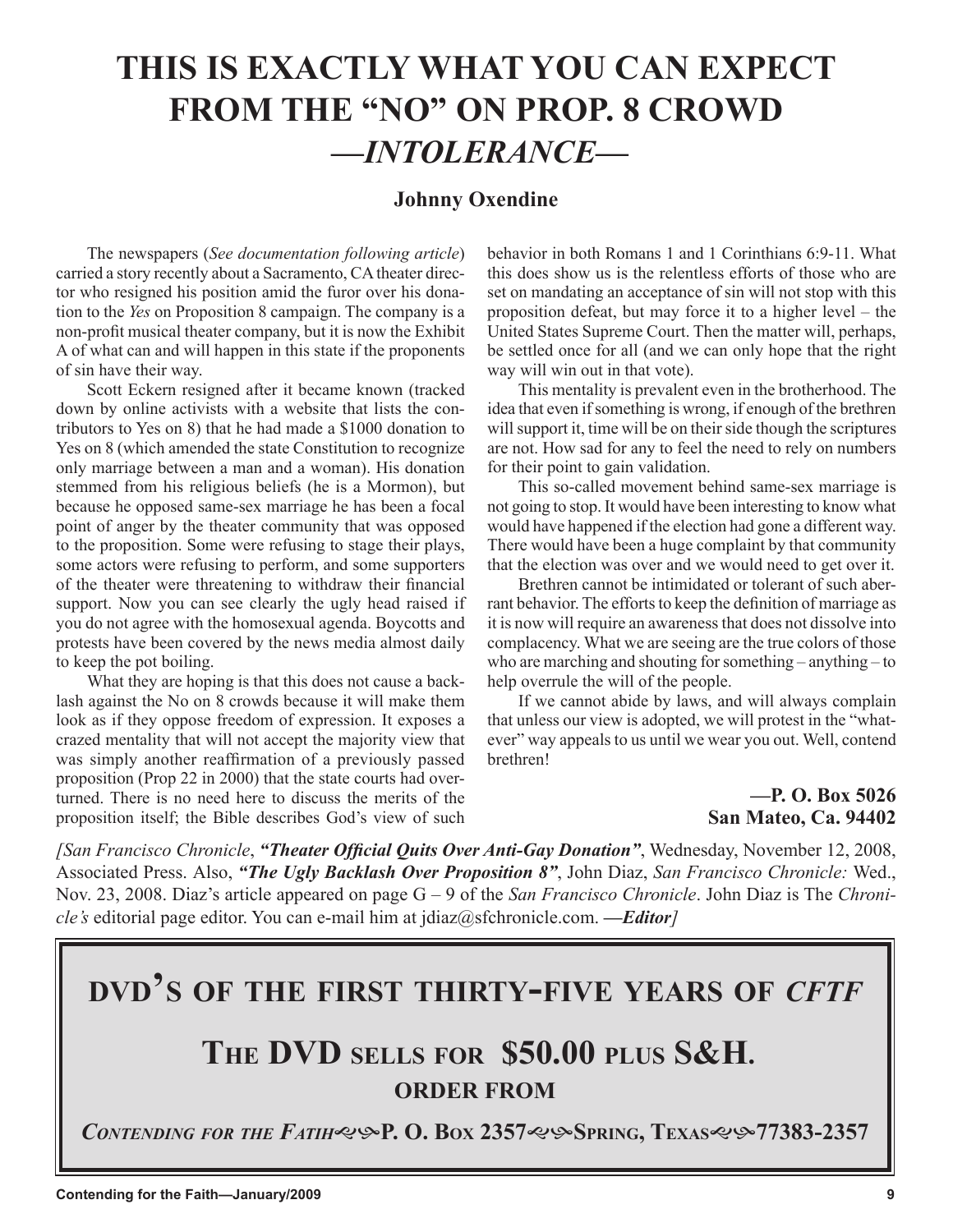# THIS IS EXACTLY WHAT YOU CAN EXPECT FROM THE "NO" ON PROP. 8 CROWD —*INTOLERANCE*—

**Johnny Oxendine**

The newspapers (*See documentation following article*) carried a story recently about a Sacramento, CA theater director who resigned his position amid the furor over his donation to the *Yes* on Proposition 8 campaign. The company is a non-profit musical theater company, but it is now the Exhibit A of what can and will happen in this state if the proponents of sin have their way.

Scott Eckern resigned after it became known (tracked down by online activists with a website that lists the contributors to Yes on 8) that he had made a $1000 donation to Yes on 8 (which amended the state Constitution to recognize only marriage between a man and a woman). His donation stemmed from his religious beliefs (he is a Mormon), but because he opposed same-sex marriage he has been a focal point of anger by the theater community that was opposed to the proposition. Some were refusing to stage their plays, some actors were refusing to perform, and some supporters of the theater were threatening to withdraw their financial support. Now you can see clearly the ugly head raised if you do not agree with the homosexual agenda. Boycotts and protests have been covered by the news media almost daily to keep the pot boiling.

What they are hoping is that this does not cause a backlash against the No on 8 crowds because it will make them look as if they oppose freedom of expression. It exposes a crazed mentality that will not accept the majority view that was simply another reaffirmation of a previously passed proposition (Prop 22 in 2000) that the state courts had overturned. There is no need here to discuss the merits of the proposition itself; the Bible describes God's view of such behavior in both Romans 1 and 1 Corinthians 6:9-11. What this does show us is the relentless efforts of those who are set on mandating an acceptance of sin will not stop with this proposition defeat, but may force it to a higher level – the United States Supreme Court. Then the matter will, perhaps, be settled once for all (and we can only hope that the right way will win out in that vote).

This mentality is prevalent even in the brotherhood. The idea that even if something is wrong, if enough of the brethren will support it, time will be on their side though the scriptures are not. How sad for any to feel the need to rely on numbers for their point to gain validation.

This so-called movement behind same-sex marriage is not going to stop. It would have been interesting to know what would have happened if the election had gone a different way. There would have been a huge complaint by that community that the election was over and we would need to get over it.

Brethren cannot be intimidated or tolerant of such aberrant behavior. The efforts to keep the definition of marriage as it is now will require an awareness that does not dissolve into complacency. What we are seeing are the true colors of those who are marching and shouting for something – anything – to help overrule the will of the people.

If we cannot abide by laws, and will always complain that unless our view is adopted, we will protest in the "whatever" way appeals to us until we wear you out. Well, contend brethren!

**—P. O. Box 5026**
**San Mateo, Ca. 94402**

*[San Francisco Chronicle*, ***"Theater Official Quits Over Anti-Gay Donation"***, Wednesday, November 12, 2008, Associated Press. Also, ***"The Ugly Backlash Over Proposition 8"***, John Diaz, *San Francisco Chronicle:* Wed., Nov. 23, 2008. Diaz's article appeared on page G – 9 of the *San Francisco Chronicle*. John Diaz is The *Chronicle's* editorial page editor. You can e-mail him at jdiaz@sfchronicle.com. **—*Editor]***

---

## DVD'S OF THE FIRST THIRTY-FIVE YEARS OF *CFTF*

### THE DVD SELLS FOR $50.00 PLUS S&H.

**ORDER FROM**

***CONTENDING FOR THE FATIH*** **P. O. BOX 2357 SPRING, TEXAS 77383-2357**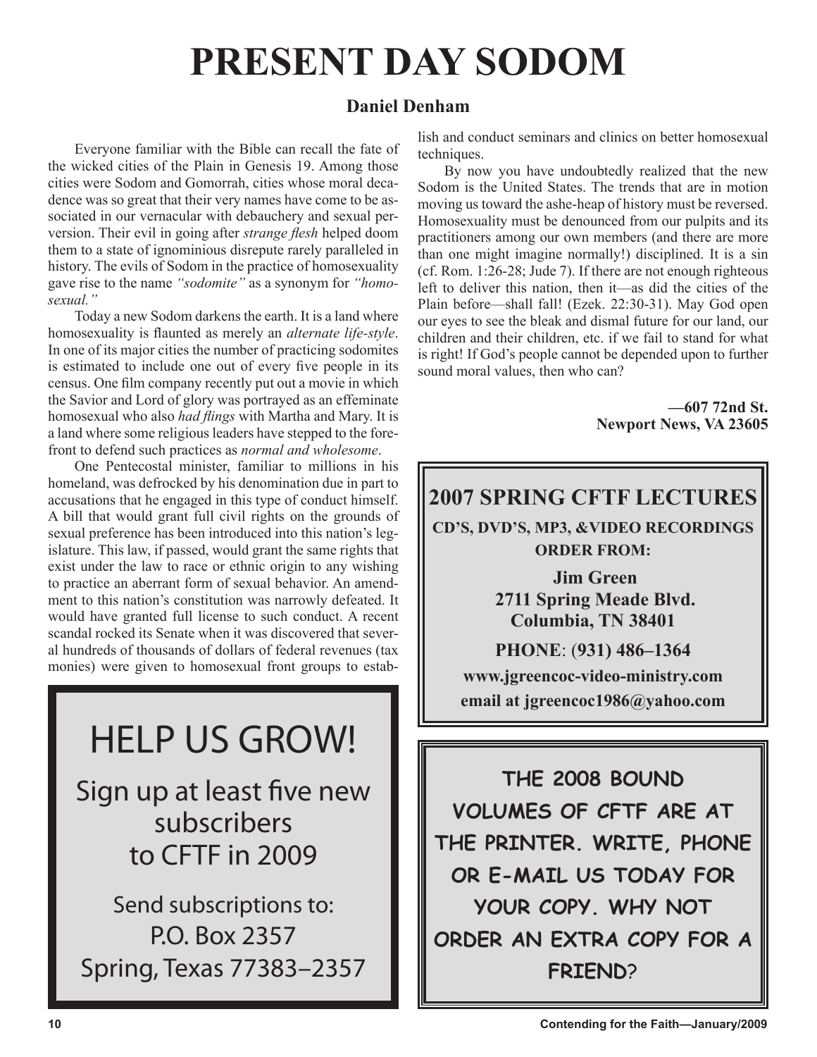# PRESENT DAY SODOM

**Daniel Denham**

Everyone familiar with the Bible can recall the fate of the wicked cities of the Plain in Genesis 19. Among those cities were Sodom and Gomorrah, cities whose moral decadence was so great that their very names have come to be associated in our vernacular with debauchery and sexual perversion. Their evil in going after *strange flesh* helped doom them to a state of ignominious disrepute rarely paralleled in history. The evils of Sodom in the practice of homosexuality gave rise to the name *"sodomite"* as a synonym for *"homosexual."*

Today a new Sodom darkens the earth. It is a land where homosexuality is flaunted as merely an *alternate life-style*. In one of its major cities the number of practicing sodomites is estimated to include one out of every five people in its census. One film company recently put out a movie in which the Savior and Lord of glory was portrayed as an effeminate homosexual who also *had flings* with Martha and Mary. It is a land where some religious leaders have stepped to the forefront to defend such practices as *normal and wholesome*.

One Pentecostal minister, familiar to millions in his homeland, was defrocked by his denomination due in part to accusations that he engaged in this type of conduct himself. A bill that would grant full civil rights on the grounds of sexual preference has been introduced into this nation's legislature. This law, if passed, would grant the same rights that exist under the law to race or ethnic origin to any wishing to practice an aberrant form of sexual behavior. An amendment to this nation's constitution was narrowly defeated. It would have granted full license to such conduct. A recent scandal rocked its Senate when it was discovered that several hundreds of thousands of dollars of federal revenues (tax monies) were given to homosexual front groups to establish and conduct seminars and clinics on better homosexual techniques.

By now you have undoubtedly realized that the new Sodom is the United States. The trends that are in motion moving us toward the ashe-heap of history must be reversed. Homosexuality must be denounced from our pulpits and its practitioners among our own members (and there are more than one might imagine normally!) disciplined. It is a sin (cf. Rom. 1:26-28; Jude 7). If there are not enough righteous left to deliver this nation, then it—as did the cities of the Plain before—shall fall! (Ezek. 22:30-31). May God open our eyes to see the bleak and dismal future for our land, our children and their children, etc. if we fail to stand for what is right! If God's people cannot be depended upon to further sound moral values, then who can?

**—607 72nd St.**
**Newport News, VA 23605**

---

## HELP US GROW!

Sign up at least five new subscribers to CFTF in 2009

Send subscriptions to:
P.O. Box 2357
Spring, Texas 77383–2357

---

## 2007 SPRING CFTF LECTURES

**CD'S, DVD'S, MP3, &VIDEO RECORDINGS**
**ORDER FROM:**

**Jim Green**
**2711 Spring Meade Blvd.**
**Columbia, TN 38401**

**PHONE: (931) 486–1364**

**www.jgreencoc-video-ministry.com**
**email at jgreencoc1986@yahoo.com**

---

**THE 2008 BOUND VOLUMES OF CFTF ARE AT THE PRINTER. WRITE, PHONE OR E-MAIL US TODAY FOR YOUR COPY. WHY NOT ORDER AN EXTRA COPY FOR A FRIEND?**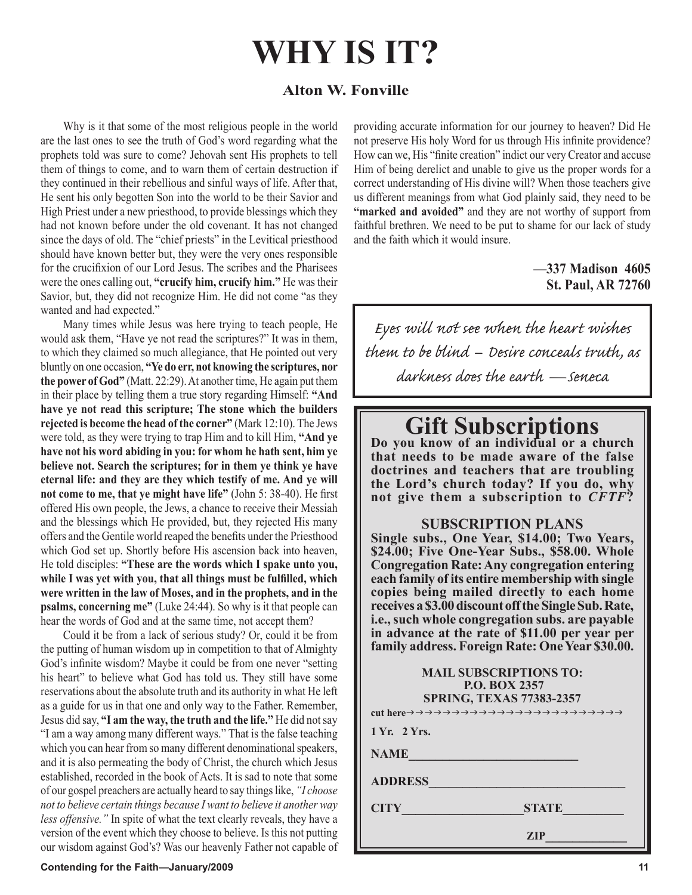# WHY IS IT?

**Alton W. Fonville**

Why is it that some of the most religious people in the world are the last ones to see the truth of God's word regarding what the prophets told was sure to come? Jehovah sent His prophets to tell them of things to come, and to warn them of certain destruction if they continued in their rebellious and sinful ways of life. After that, He sent his only begotten Son into the world to be their Savior and High Priest under a new priesthood, to provide blessings which they had not known before under the old covenant. It has not changed since the days of old. The "chief priests" in the Levitical priesthood should have known better but, they were the very ones responsible for the crucifixion of our Lord Jesus. The scribes and the Pharisees were the ones calling out, **"crucify him, crucify him."** He was their Savior, but, they did not recognize Him. He did not come "as they wanted and had expected."

Many times while Jesus was here trying to teach people, He would ask them, "Have ye not read the scriptures?" It was in them, to which they claimed so much allegiance, that He pointed out very bluntly on one occasion, **"Ye do err, not knowing the scriptures, nor the power of God"** (Matt. 22:29). At another time, He again put them in their place by telling them a true story regarding Himself: **"And have ye not read this scripture; The stone which the builders rejected is become the head of the corner"** (Mark 12:10). The Jews were told, as they were trying to trap Him and to kill Him, **"And ye have not his word abiding in you: for whom he hath sent, him ye believe not. Search the scriptures; for in them ye think ye have eternal life: and they are they which testify of me. And ye will not come to me, that ye might have life"** (John 5: 38-40). He first offered His own people, the Jews, a chance to receive their Messiah and the blessings which He provided, but, they rejected His many offers and the Gentile world reaped the benefits under the Priesthood which God set up. Shortly before His ascension back into heaven, He told disciples: **"These are the words which I spake unto you, while I was yet with you, that all things must be fulfilled, which were written in the law of Moses, and in the prophets, and in the psalms, concerning me"** (Luke 24:44). So why is it that people can hear the words of God and at the same time, not accept them?

Could it be from a lack of serious study? Or, could it be from the putting of human wisdom up in competition to that of Almighty God's infinite wisdom? Maybe it could be from one never "setting his heart" to believe what God has told us. They still have some reservations about the absolute truth and its authority in what He left as a guide for us in that one and only way to the Father. Remember, Jesus did say, **"I am the way, the truth and the life."** He did not say "I am a way among many different ways." That is the false teaching which you can hear from so many different denominational speakers, and it is also permeating the body of Christ, the church which Jesus established, recorded in the book of Acts. It is sad to note that some of our gospel preachers are actually heard to say things like, *"I choose not to believe certain things because I want to believe it another way less offensive."* In spite of what the text clearly reveals, they have a version of the event which they choose to believe. Is this not putting our wisdom against God's? Was our heavenly Father not capable of providing accurate information for our journey to heaven? Did He not preserve His holy Word for us through His infinite providence? How can we, His "finite creation" indict our very Creator and accuse Him of being derelict and unable to give us the proper words for a correct understanding of His divine will? When those teachers give us different meanings from what God plainly said, they need to be **"marked and avoided"** and they are not worthy of support from faithful brethren. We need to be put to shame for our lack of study and the faith which it would insure.

**—337 Madison 4605**
**St. Paul, AR 72760**

*Eyes will not see when the heart wishes them to be blind – Desire conceals truth, as darkness does the earth —Seneca*

## Gift Subscriptions

**Do you know of an individual or a church that needs to be made aware of the false doctrines and teachers that are troubling the Lord's church today? If you do, why not give them a subscription to *CFTF*?**

**SUBSCRIPTION PLANS**

**Single subs., One Year, $14.00; Two Years, $24.00; Five One-Year Subs., $58.00. Whole Congregation Rate: Any congregation entering each family of its entire membership with single copies being mailed directly to each home receives a $3.00 discount off the Single Sub. Rate, i.e., such whole congregation subs. are payable in advance at the rate of $11.00 per year per family address. Foreign Rate: One Year $30.00.**

**MAIL SUBSCRIPTIONS TO:**
**P.O. BOX 2357**
**SPRING, TEXAS 77383-2357**

cut here→→→→→→→→→→→→→→→→→→→→→→→→

1 Yr. 2 Yrs.

NAME__________________________

ADDRESS______________________________

CITY___________________STATE_________

ZIP_____________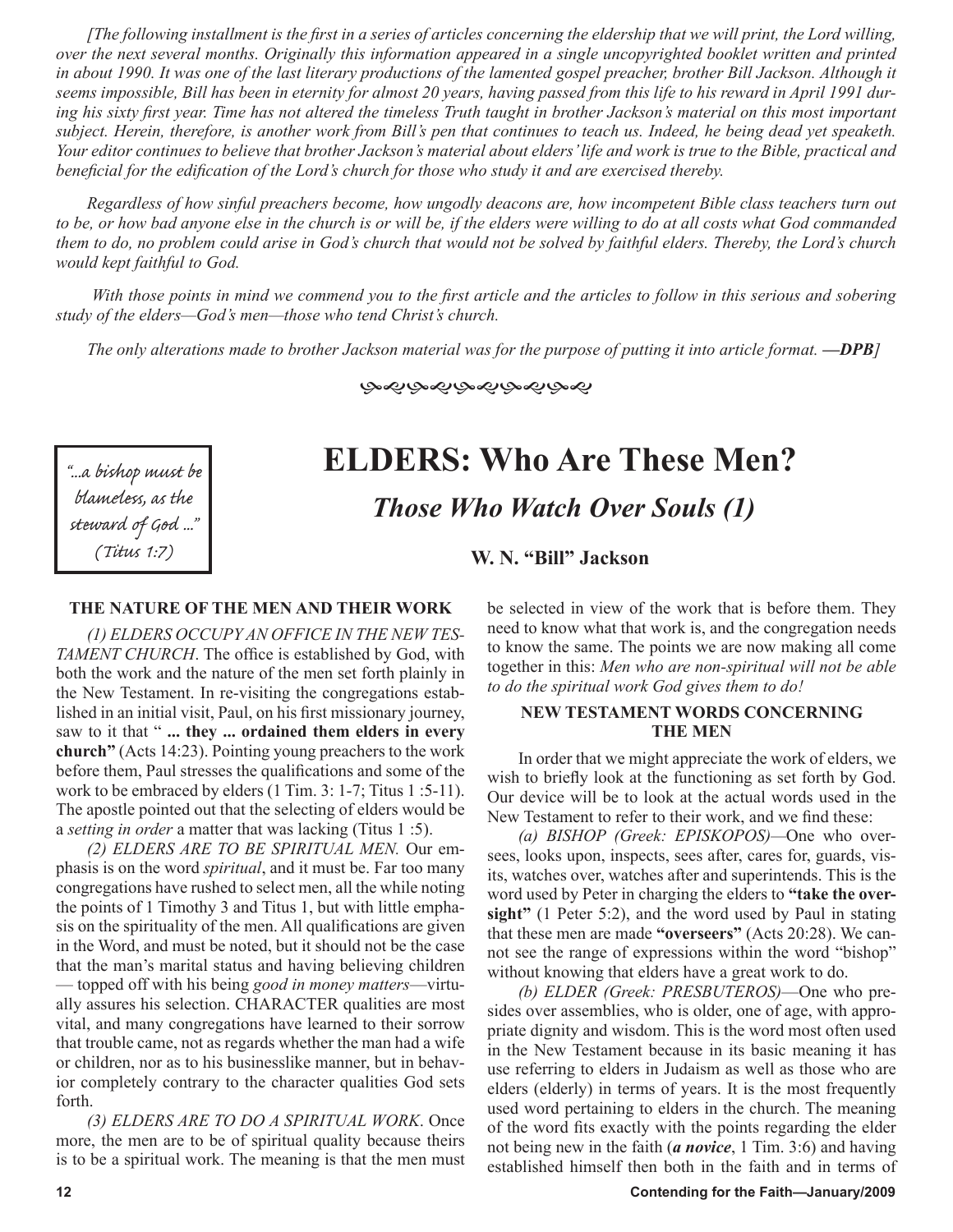*[The following installment is the first in a series of articles concerning the eldership that we will print, the Lord willing, over the next several months. Originally this information appeared in a single uncopyrighted booklet written and printed in about 1990. It was one of the last literary productions of the lamented gospel preacher, brother Bill Jackson. Although it seems impossible, Bill has been in eternity for almost 20 years, having passed from this life to his reward in April 1991 during his sixty first year. Time has not altered the timeless Truth taught in brother Jackson's material on this most important subject. Herein, therefore, is another work from Bill's pen that continues to teach us. Indeed, he being dead yet speaketh. Your editor continues to believe that brother Jackson's material about elders' life and work is true to the Bible, practical and beneficial for the edification of the Lord's church for those who study it and are exercised thereby.*

*Regardless of how sinful preachers become, how ungodly deacons are, how incompetent Bible class teachers turn out to be, or how bad anyone else in the church is or will be, if the elders were willing to do at all costs what God commanded them to do, no problem could arise in God's church that would not be solved by faithful elders. Thereby, the Lord's church would kept faithful to God.*

*With those points in mind we commend you to the first article and the articles to follow in this serious and sobering study of the elders—God's men—those who tend Christ's church.*

*The only alterations made to brother Jackson material was for the purpose of putting it into article format.* ***—DPB]***

> "...a bishop must be blameless, as the steward of God ..." (Titus 1:7)

# ELDERS: Who Are These Men?

## *Those Who Watch Over Souls (1)*

**W. N. "Bill" Jackson**

### THE NATURE OF THE MEN AND THEIR WORK

*(1) ELDERS OCCUPY AN OFFICE IN THE NEW TESTAMENT CHURCH*. The office is established by God, with both the work and the nature of the men set forth plainly in the New Testament. In re-visiting the congregations established in an initial visit, Paul, on his first missionary journey, saw to it that " **... they ... ordained them elders in every church"** (Acts 14:23). Pointing young preachers to the work before them, Paul stresses the qualifications and some of the work to be embraced by elders (1 Tim. 3: 1-7; Titus 1 :5-11). The apostle pointed out that the selecting of elders would be a *setting in order* a matter that was lacking (Titus 1 :5).

*(2) ELDERS ARE TO BE SPIRITUAL MEN.* Our emphasis is on the word *spiritual*, and it must be. Far too many congregations have rushed to select men, all the while noting the points of 1 Timothy 3 and Titus 1, but with little emphasis on the spirituality of the men. All qualifications are given in the Word, and must be noted, but it should not be the case that the man's marital status and having believing children — topped off with his being *good in money matters*—virtually assures his selection. CHARACTER qualities are most vital, and many congregations have learned to their sorrow that trouble came, not as regards whether the man had a wife or children, nor as to his businesslike manner, but in behavior completely contrary to the character qualities God sets forth.

*(3) ELDERS ARE TO DO A SPIRITUAL WORK*. Once more, the men are to be of spiritual quality because theirs is to be a spiritual work. The meaning is that the men must be selected in view of the work that is before them. They need to know what that work is, and the congregation needs to know the same. The points we are now making all come together in this: *Men who are non-spiritual will not be able to do the spiritual work God gives them to do!*

### NEW TESTAMENT WORDS CONCERNING THE MEN

In order that we might appreciate the work of elders, we wish to briefly look at the functioning as set forth by God. Our device will be to look at the actual words used in the New Testament to refer to their work, and we find these:

*(a) BISHOP (Greek: EPISKOPOS)*—One who oversees, looks upon, inspects, sees after, cares for, guards, visits, watches over, watches after and superintends. This is the word used by Peter in charging the elders to **"take the oversight"** (1 Peter 5:2), and the word used by Paul in stating that these men are made **"overseers"** (Acts 20:28). We cannot see the range of expressions within the word "bishop" without knowing that elders have a great work to do.

*(b) ELDER (Greek: PRESBUTEROS)*—One who presides over assemblies, who is older, one of age, with appropriate dignity and wisdom. This is the word most often used in the New Testament because in its basic meaning it has use referring to elders in Judaism as well as those who are elders (elderly) in terms of years. It is the most frequently used word pertaining to elders in the church. The meaning of the word fits exactly with the points regarding the elder not being new in the faith (***a novice***, 1 Tim. 3:6) and having established himself then both in the faith and in terms of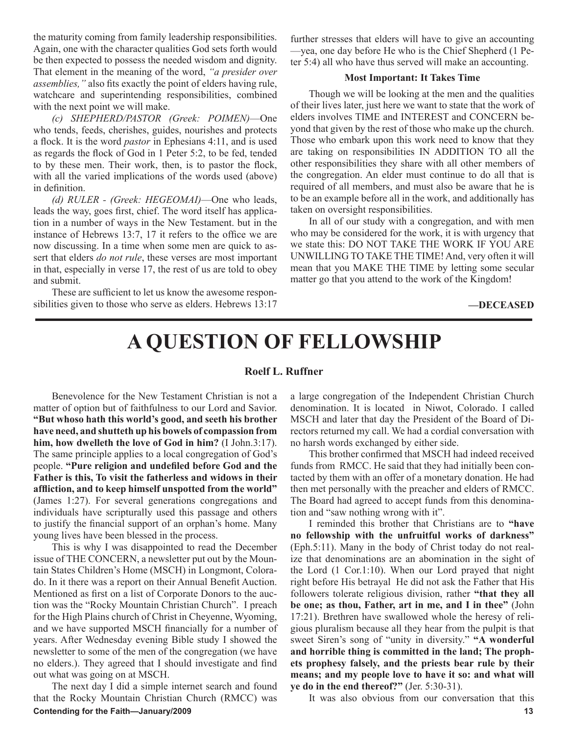the maturity coming from family leadership responsibilities. Again, one with the character qualities God sets forth would be then expected to possess the needed wisdom and dignity. That element in the meaning of the word, *"a presider over assemblies,"* also fits exactly the point of elders having rule, watchcare and superintending responsibilities, combined with the next point we will make.

*(c) SHEPHERD/PASTOR (Greek: POIMEN)*—One who tends, feeds, cherishes, guides, nourishes and protects a flock. It is the word *pastor* in Ephesians 4:11, and is used as regards the flock of God in 1 Peter 5:2, to be fed, tended to by these men. Their work, then, is to pastor the flock, with all the varied implications of the words used (above) in definition.

*(d) RULER - (Greek: HEGEOMAI)*—One who leads, leads the way, goes first, chief. The word itself has application in a number of ways in the New Testament. but in the instance of Hebrews 13:7, 17 it refers to the office we are now discussing. In a time when some men are quick to assert that elders *do not rule*, these verses are most important in that, especially in verse 17, the rest of us are told to obey and submit.

These are sufficient to let us know the awesome responsibilities given to those who serve as elders. Hebrews 13:17 further stresses that elders will have to give an accounting —yea, one day before He who is the Chief Shepherd (1 Peter 5:4) all who have thus served will make an accounting.

**Most Important: It Takes Time**

Though we will be looking at the men and the qualities of their lives later, just here we want to state that the work of elders involves TIME and INTEREST and CONCERN beyond that given by the rest of those who make up the church. Those who embark upon this work need to know that they are taking on responsibilities IN ADDITION TO all the other responsibilities they share with all other members of the congregation. An elder must continue to do all that is required of all members, and must also be aware that he is to be an example before all in the work, and additionally has taken on oversight responsibilities.

In all of our study with a congregation, and with men who may be considered for the work, it is with urgency that we state this: DO NOT TAKE THE WORK IF YOU ARE UNWILLING TO TAKE THE TIME! And, very often it will mean that you MAKE THE TIME by letting some secular matter go that you attend to the work of the Kingdom!

**—DECEASED**

# A QUESTION OF FELLOWSHIP

**Roelf L. Ruffner**

Benevolence for the New Testament Christian is not a matter of option but of faithfulness to our Lord and Savior. **"But whoso hath this world's good, and seeth his brother have need, and shutteth up his bowels of compassion from him, how dwelleth the love of God in him?** (I John.3:17). The same principle applies to a local congregation of God's people. **"Pure religion and undefiled before God and the Father is this, To visit the fatherless and widows in their affliction, and to keep himself unspotted from the world"** (James 1:27). For several generations congregations and individuals have scripturally used this passage and others to justify the financial support of an orphan's home. Many young lives have been blessed in the process.

This is why I was disappointed to read the December issue of THE CONCERN, a newsletter put out by the Mountain States Children's Home (MSCH) in Longmont, Colorado. In it there was a report on their Annual Benefit Auction. Mentioned as first on a list of Corporate Donors to the auction was the "Rocky Mountain Christian Church". I preach for the High Plains church of Christ in Cheyenne, Wyoming, and we have supported MSCH financially for a number of years. After Wednesday evening Bible study I showed the newsletter to some of the men of the congregation (we have no elders.). They agreed that I should investigate and find out what was going on at MSCH.

The next day I did a simple internet search and found that the Rocky Mountain Christian Church (RMCC) was a large congregation of the Independent Christian Church denomination. It is located in Niwot, Colorado. I called MSCH and later that day the President of the Board of Directors returned my call. We had a cordial conversation with no harsh words exchanged by either side.

This brother confirmed that MSCH had indeed received funds from RMCC. He said that they had initially been contacted by them with an offer of a monetary donation. He had then met personally with the preacher and elders of RMCC. The Board had agreed to accept funds from this denomination and "saw nothing wrong with it".

I reminded this brother that Christians are to **"have no fellowship with the unfruitful works of darkness"** (Eph.5:11). Many in the body of Christ today do not realize that denominations are an abomination in the sight of the Lord (1 Cor.1:10). When our Lord prayed that night right before His betrayal He did not ask the Father that His followers tolerate religious division, rather **"that they all be one; as thou, Father, art in me, and I in thee"** (John 17:21). Brethren have swallowed whole the heresy of religious pluralism because all they hear from the pulpit is that sweet Siren's song of "unity in diversity." **"A wonderful and horrible thing is committed in the land; The prophets prophesy falsely, and the priests bear rule by their means; and my people love to have it so: and what will ye do in the end thereof?"** (Jer. 5:30-31).

It was also obvious from our conversation that this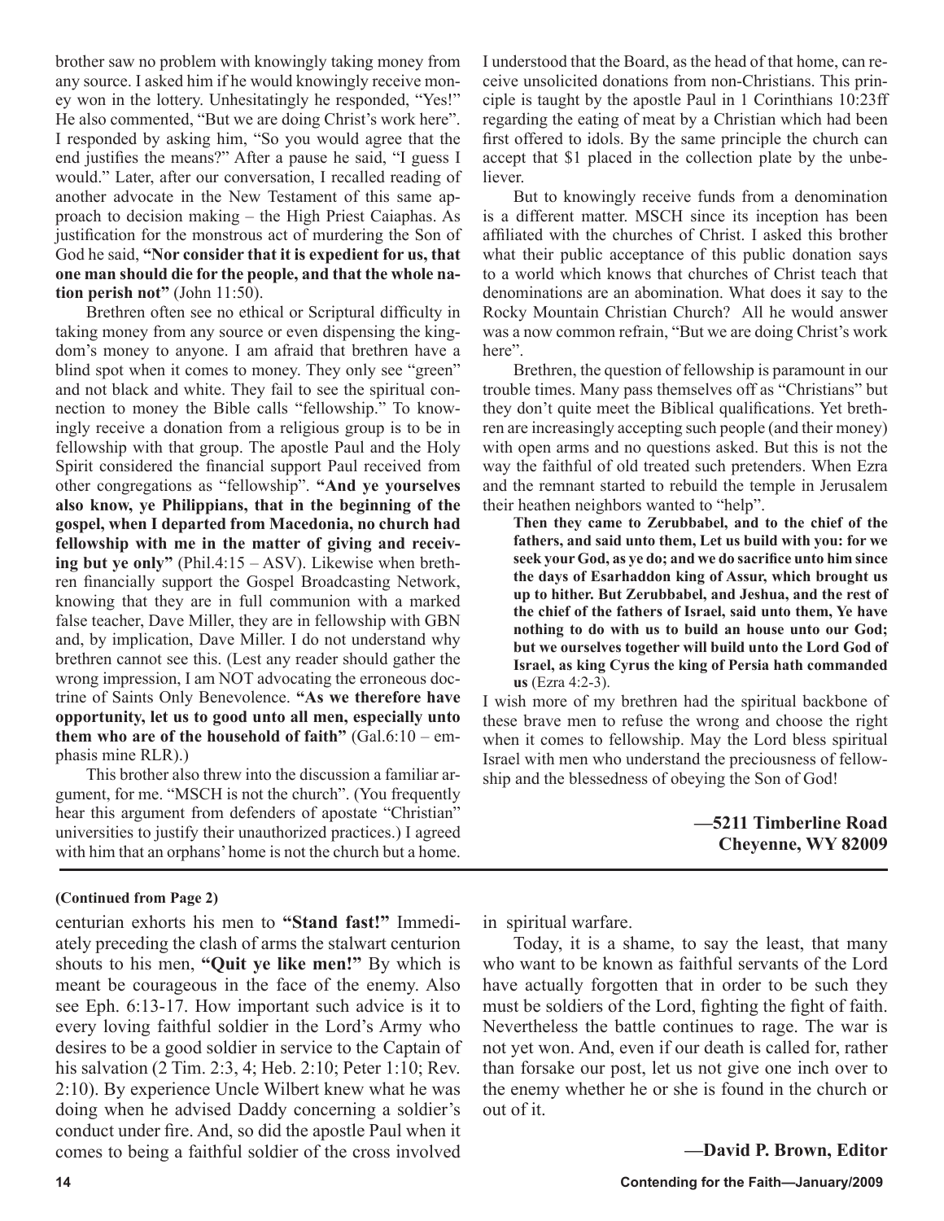brother saw no problem with knowingly taking money from any source. I asked him if he would knowingly receive money won in the lottery. Unhesitatingly he responded, "Yes!" He also commented, "But we are doing Christ's work here". I responded by asking him, "So you would agree that the end justifies the means?" After a pause he said, "I guess I would." Later, after our conversation, I recalled reading of another advocate in the New Testament of this same approach to decision making – the High Priest Caiaphas. As justification for the monstrous act of murdering the Son of God he said, **"Nor consider that it is expedient for us, that one man should die for the people, and that the whole nation perish not"** (John 11:50).

Brethren often see no ethical or Scriptural difficulty in taking money from any source or even dispensing the kingdom's money to anyone. I am afraid that brethren have a blind spot when it comes to money. They only see "green" and not black and white. They fail to see the spiritual connection to money the Bible calls "fellowship." To knowingly receive a donation from a religious group is to be in fellowship with that group. The apostle Paul and the Holy Spirit considered the financial support Paul received from other congregations as "fellowship". **"And ye yourselves also know, ye Philippians, that in the beginning of the gospel, when I departed from Macedonia, no church had fellowship with me in the matter of giving and receiving but ye only"** (Phil.4:15 – ASV). Likewise when brethren financially support the Gospel Broadcasting Network, knowing that they are in full communion with a marked false teacher, Dave Miller, they are in fellowship with GBN and, by implication, Dave Miller. I do not understand why brethren cannot see this. (Lest any reader should gather the wrong impression, I am NOT advocating the erroneous doctrine of Saints Only Benevolence. **"As we therefore have opportunity, let us to good unto all men, especially unto them who are of the household of faith"** (Gal.6:10 – emphasis mine RLR).)

This brother also threw into the discussion a familiar argument, for me. "MSCH is not the church". (You frequently hear this argument from defenders of apostate "Christian" universities to justify their unauthorized practices.) I agreed with him that an orphans' home is not the church but a home. I understood that the Board, as the head of that home, can receive unsolicited donations from non-Christians. This principle is taught by the apostle Paul in 1 Corinthians 10:23ff regarding the eating of meat by a Christian which had been first offered to idols. By the same principle the church can accept that $1 placed in the collection plate by the unbeliever.

But to knowingly receive funds from a denomination is a different matter. MSCH since its inception has been affiliated with the churches of Christ. I asked this brother what their public acceptance of this public donation says to a world which knows that churches of Christ teach that denominations are an abomination. What does it say to the Rocky Mountain Christian Church? All he would answer was a now common refrain, "But we are doing Christ's work here".

Brethren, the question of fellowship is paramount in our trouble times. Many pass themselves off as "Christians" but they don't quite meet the Biblical qualifications. Yet brethren are increasingly accepting such people (and their money) with open arms and no questions asked. But this is not the way the faithful of old treated such pretenders. When Ezra and the remnant started to rebuild the temple in Jerusalem their heathen neighbors wanted to "help".

> **Then they came to Zerubbabel, and to the chief of the fathers, and said unto them, Let us build with you: for we seek your God, as ye do; and we do sacrifice unto him since the days of Esarhaddon king of Assur, which brought us up to hither. But Zerubbabel, and Jeshua, and the rest of the chief of the fathers of Israel, said unto them, Ye have nothing to do with us to build an house unto our God; but we ourselves together will build unto the Lord God of Israel, as king Cyrus the king of Persia hath commanded us** (Ezra 4:2-3).

I wish more of my brethren had the spiritual backbone of these brave men to refuse the wrong and choose the right when it comes to fellowship. May the Lord bless spiritual Israel with men who understand the preciousness of fellowship and the blessedness of obeying the Son of God!

**—5211 Timberline Road**
**Cheyenne, WY 82009**

---

**(Continued from Page 2)**

centurian exhorts his men to **"Stand fast!"** Immediately preceding the clash of arms the stalwart centurion shouts to his men, **"Quit ye like men!"** By which is meant be courageous in the face of the enemy. Also see Eph. 6:13-17. How important such advice is it to every loving faithful soldier in the Lord's Army who desires to be a good soldier in service to the Captain of his salvation (2 Tim. 2:3, 4; Heb. 2:10; Peter 1:10; Rev. 2:10). By experience Uncle Wilbert knew what he was doing when he advised Daddy concerning a soldier's conduct under fire. And, so did the apostle Paul when it comes to being a faithful soldier of the cross involved in spiritual warfare.

Today, it is a shame, to say the least, that many who want to be known as faithful servants of the Lord have actually forgotten that in order to be such they must be soldiers of the Lord, fighting the fight of faith. Nevertheless the battle continues to rage. The war is not yet won. And, even if our death is called for, rather than forsake our post, let us not give one inch over to the enemy whether he or she is found in the church or out of it.

**—David P. Brown, Editor**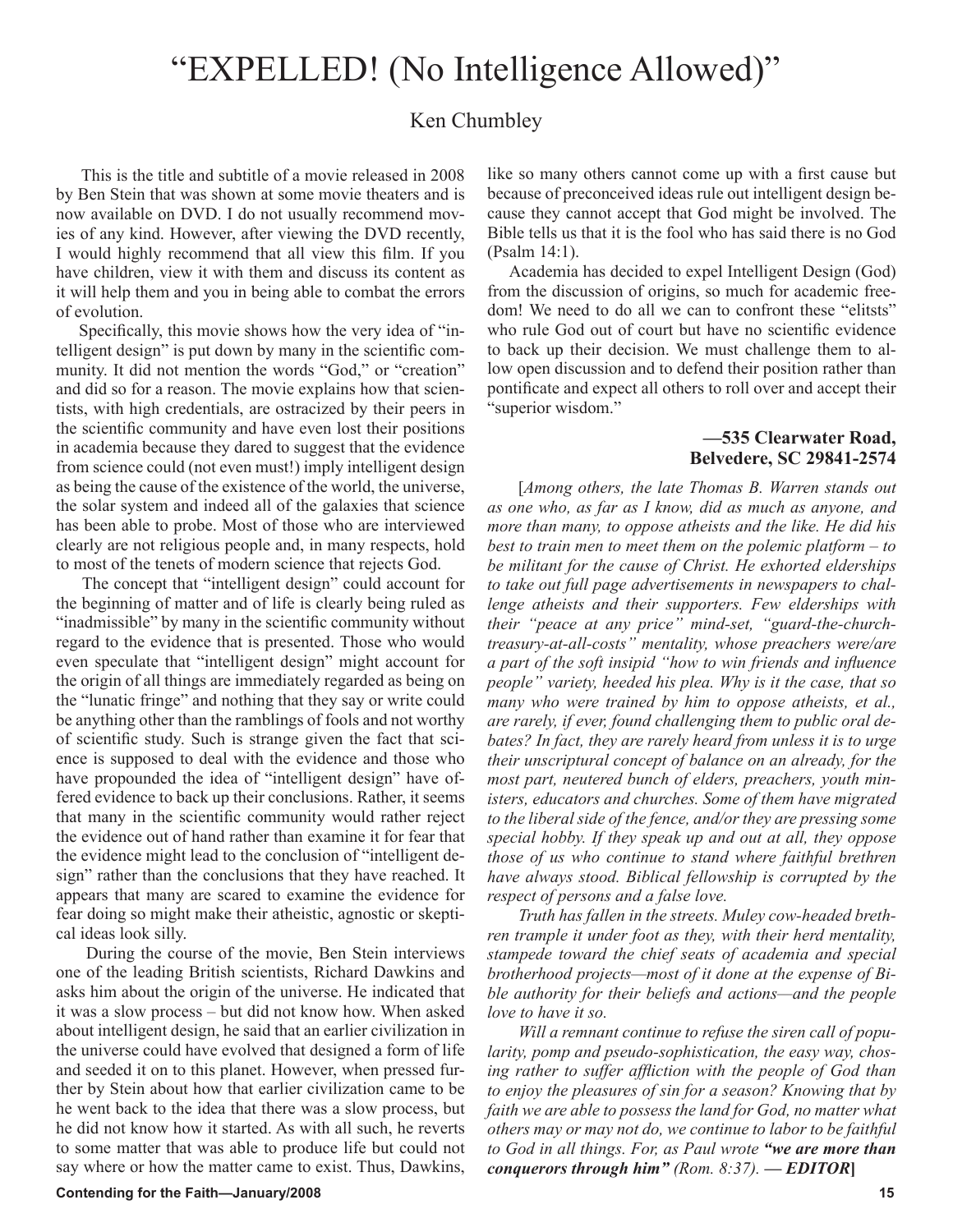# "EXPELLED! (No Intelligence Allowed)"

Ken Chumbley

This is the title and subtitle of a movie released in 2008 by Ben Stein that was shown at some movie theaters and is now available on DVD. I do not usually recommend movies of any kind. However, after viewing the DVD recently, I would highly recommend that all view this film. If you have children, view it with them and discuss its content as it will help them and you in being able to combat the errors of evolution.

Specifically, this movie shows how the very idea of "intelligent design" is put down by many in the scientific community. It did not mention the words "God," or "creation" and did so for a reason. The movie explains how that scientists, with high credentials, are ostracized by their peers in the scientific community and have even lost their positions in academia because they dared to suggest that the evidence from science could (not even must!) imply intelligent design as being the cause of the existence of the world, the universe, the solar system and indeed all of the galaxies that science has been able to probe. Most of those who are interviewed clearly are not religious people and, in many respects, hold to most of the tenets of modern science that rejects God.

The concept that "intelligent design" could account for the beginning of matter and of life is clearly being ruled as "inadmissible" by many in the scientific community without regard to the evidence that is presented. Those who would even speculate that "intelligent design" might account for the origin of all things are immediately regarded as being on the "lunatic fringe" and nothing that they say or write could be anything other than the ramblings of fools and not worthy of scientific study. Such is strange given the fact that science is supposed to deal with the evidence and those who have propounded the idea of "intelligent design" have offered evidence to back up their conclusions. Rather, it seems that many in the scientific community would rather reject the evidence out of hand rather than examine it for fear that the evidence might lead to the conclusion of "intelligent design" rather than the conclusions that they have reached. It appears that many are scared to examine the evidence for fear doing so might make their atheistic, agnostic or skeptical ideas look silly.

During the course of the movie, Ben Stein interviews one of the leading British scientists, Richard Dawkins and asks him about the origin of the universe. He indicated that it was a slow process – but did not know how. When asked about intelligent design, he said that an earlier civilization in the universe could have evolved that designed a form of life and seeded it on to this planet. However, when pressed further by Stein about how that earlier civilization came to be he went back to the idea that there was a slow process, but he did not know how it started. As with all such, he reverts to some matter that was able to produce life but could not say where or how the matter came to exist. Thus, Dawkins, like so many others cannot come up with a first cause but because of preconceived ideas rule out intelligent design because they cannot accept that God might be involved. The Bible tells us that it is the fool who has said there is no God (Psalm 14:1).

Academia has decided to expel Intelligent Design (God) from the discussion of origins, so much for academic freedom! We need to do all we can to confront these "elitsts" who rule God out of court but have no scientific evidence to back up their decision. We must challenge them to allow open discussion and to defend their position rather than pontificate and expect all others to roll over and accept their "superior wisdom."

**—535 Clearwater Road,**
**Belvedere, SC 29841-2574**

[*Among others, the late Thomas B. Warren stands out as one who, as far as I know, did as much as anyone, and more than many, to oppose atheists and the like. He did his best to train men to meet them on the polemic platform – to be militant for the cause of Christ. He exhorted elderships to take out full page advertisements in newspapers to challenge atheists and their supporters. Few elderships with their "peace at any price" mind-set, "guard-the-church-treasury-at-all-costs" mentality, whose preachers were/are a part of the soft insipid "how to win friends and influence people" variety, heeded his plea. Why is it the case, that so many who were trained by him to oppose atheists, et al., are rarely, if ever, found challenging them to public oral debates? In fact, they are rarely heard from unless it is to urge their unscriptural concept of balance on an already, for the most part, neutered bunch of elders, preachers, youth ministers, educators and churches. Some of them have migrated to the liberal side of the fence, and/or they are pressing some special hobby. If they speak up and out at all, they oppose those of us who continue to stand where faithful brethren have always stood. Biblical fellowship is corrupted by the respect of persons and a false love.*

*Truth has fallen in the streets. Muley cow-headed brethren trample it under foot as they, with their herd mentality, stampede toward the chief seats of academia and special brotherhood projects—most of it done at the expense of Bible authority for their beliefs and actions—and the people love to have it so.*

*Will a remnant continue to refuse the siren call of popularity, pomp and pseudo-sophistication, the easy way, choosing rather to suffer affliction with the people of God than to enjoy the pleasures of sin for a season? Knowing that by faith we are able to possess the land for God, no matter what others may or may not do, we continue to labor to be faithful to God in all things. For, as Paul wrote* ***"we are more than conquerors through him"*** *(Rom. 8:37).* ***— EDITOR*****]**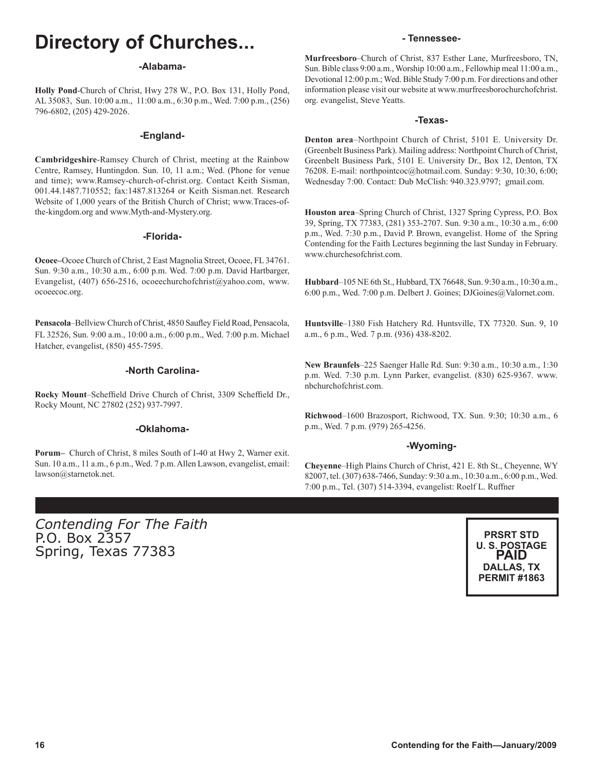# Directory of Churches...

### -Alabama-

**Holly Pond**-Church of Christ, Hwy 278 W., P.O. Box 131, Holly Pond, AL 35083, Sun. 10:00 a.m., 11:00 a.m., 6:30 p.m., Wed. 7:00 p.m., (256) 796-6802, (205) 429-2026.

### -England-

**Cambridgeshire**-Ramsey Church of Christ, meeting at the Rainbow Centre, Ramsey, Huntingdon. Sun. 10, 11 a.m.; Wed. (Phone for venue and time); www.Ramsey-church-of-christ.org. Contact Keith Sisman, 001.44.1487.710552; fax:1487.813264 or Keith Sisman.net. Research Website of 1,000 years of the British Church of Christ; www.Traces-of-the-kingdom.org and www.Myth-and-Mystery.org.

### -Florida-

**Ocoee**–Ocoee Church of Christ, 2 East Magnolia Street, Ocoee, FL 34761. Sun. 9:30 a.m., 10:30 a.m., 6:00 p.m. Wed. 7:00 p.m. David Hartbarger, Evangelist, (407) 656-2516, ocoeechurchofchrist@yahoo.com, www.ocoeecoc.org.

**Pensacola**–Bellview Church of Christ, 4850 Saufley Field Road, Pensacola, FL 32526, Sun. 9:00 a.m., 10:00 a.m., 6:00 p.m., Wed. 7:00 p.m. Michael Hatcher, evangelist, (850) 455-7595.

### -North Carolina-

**Rocky Mount**–Scheffield Drive Church of Christ, 3309 Scheffield Dr., Rocky Mount, NC 27802 (252) 937-7997.

### -Oklahoma-

**Porum**– Church of Christ, 8 miles South of I-40 at Hwy 2, Warner exit. Sun. 10 a.m., 11 a.m., 6 p.m., Wed. 7 p.m. Allen Lawson, evangelist, email: lawson@starnetok.net.

### - Tennessee-

**Murfreesboro**–Church of Christ, 837 Esther Lane, Murfreesboro, TN, Sun. Bible class 9:00 a.m., Worship 10:00 a.m., Fellowhip meal 11:00 a.m., Devotional 12:00 p.m.; Wed. Bible Study 7:00 p.m. For directions and other information please visit our website at www.murfreesborochurchofchrist.org. evangelist, Steve Yeatts.

### -Texas-

**Denton area**–Northpoint Church of Christ, 5101 E. University Dr. (Greenbelt Business Park). Mailing address: Northpoint Church of Christ, Greenbelt Business Park, 5101 E. University Dr., Box 12, Denton, TX 76208. E-mail: northpointcoc@hotmail.com. Sunday: 9:30, 10:30, 6:00; Wednesday 7:00. Contact: Dub McClish: 940.323.9797; gmail.com.

**Houston area**–Spring Church of Christ, 1327 Spring Cypress, P.O. Box 39, Spring, TX 77383, (281) 353-2707. Sun. 9:30 a.m., 10:30 a.m., 6:00 p.m., Wed. 7:30 p.m., David P. Brown, evangelist. Home of the Spring Contending for the Faith Lectures beginning the last Sunday in February. www.churchesofchrist.com.

**Hubbard**–105 NE 6th St., Hubbard, TX 76648, Sun. 9:30 a.m., 10:30 a.m., 6:00 p.m., Wed. 7:00 p.m. Delbert J. Goines; DJGoines@Valornet.com.

**Huntsville**–1380 Fish Hatchery Rd. Huntsville, TX 77320. Sun. 9, 10 a.m., 6 p.m., Wed. 7 p.m. (936) 438-8202.

**New Braunfels**–225 Saenger Halle Rd. Sun: 9:30 a.m., 10:30 a.m., 1:30 p.m. Wed. 7:30 p.m. Lynn Parker, evangelist. (830) 625-9367. www.nbchurchofchrist.com.

**Richwood**–1600 Brazosport, Richwood, TX. Sun. 9:30; 10:30 a.m., 6 p.m., Wed. 7 p.m. (979) 265-4256.

### -Wyoming-

**Cheyenne**–High Plains Church of Christ, 421 E. 8th St., Cheyenne, WY 82007, tel. (307) 638-7466, Sunday: 9:30 a.m., 10:30 a.m., 6:00 p.m., Wed. 7:00 p.m., Tel. (307) 514-3394, evangelist: Roelf L. Ruffner

---

*Contending For The Faith*
P.O. Box 2357
Spring, Texas 77383

PRSRT STD
U. S. POSTAGE
**PAID**
DALLAS, TX
PERMIT #1863